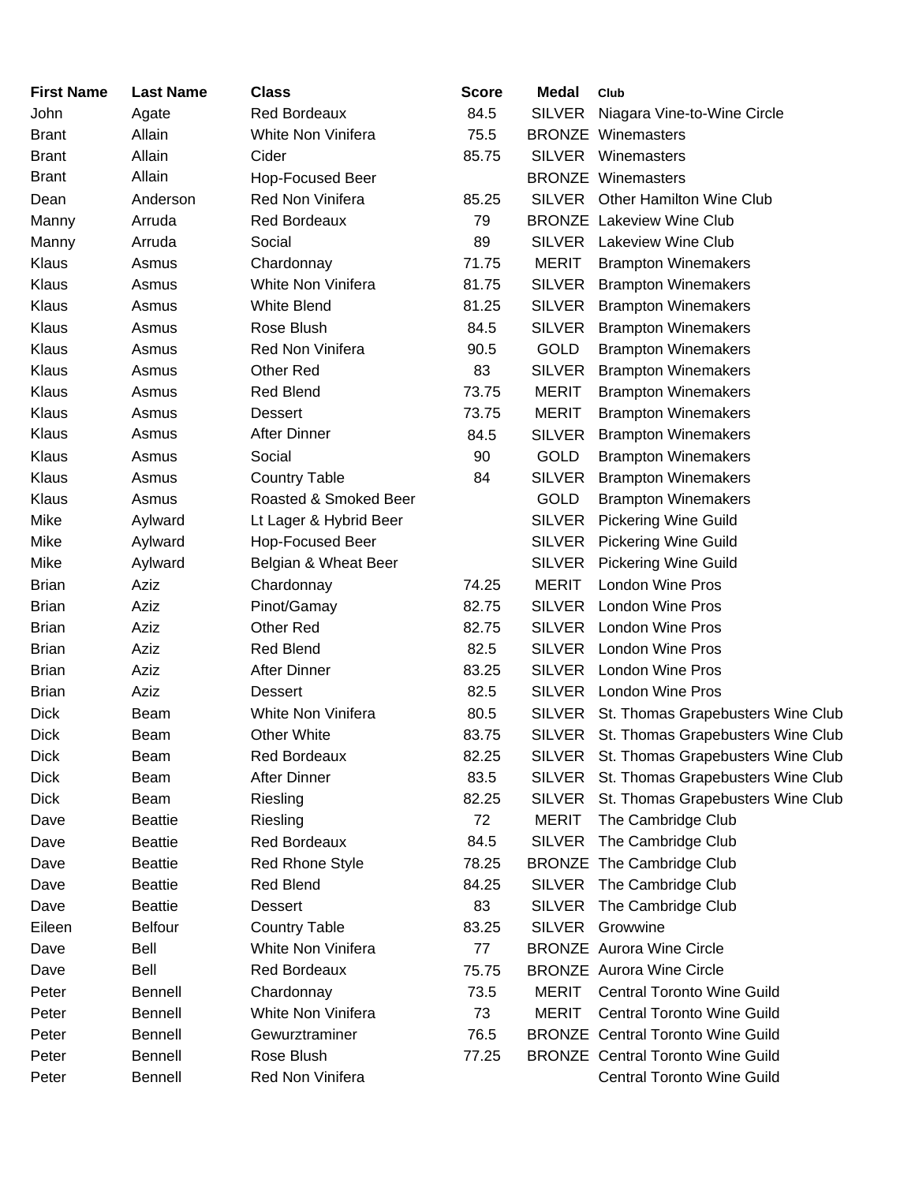| First Name | Last Name | Class | Score | Medal | Club |
|---|---|---|---|---|---|
| John | Agate | Red Bordeaux | 84.5 | SILVER | Niagara Vine-to-Wine Circle |
| Brant | Allain | White Non Vinifera | 75.5 | BRONZE | Winemasters |
| Brant | Allain | Cider | 85.75 | SILVER | Winemasters |
| Brant | Allain | Hop-Focused Beer | | BRONZE | Winemasters |
| Dean | Anderson | Red Non Vinifera | 85.25 | SILVER | Other Hamilton Wine Club |
| Manny | Arruda | Red Bordeaux | 79 | BRONZE | Lakeview Wine Club |
| Manny | Arruda | Social | 89 | SILVER | Lakeview Wine Club |
| Klaus | Asmus | Chardonnay | 71.75 | MERIT | Brampton Winemakers |
| Klaus | Asmus | White Non Vinifera | 81.75 | SILVER | Brampton Winemakers |
| Klaus | Asmus | White Blend | 81.25 | SILVER | Brampton Winemakers |
| Klaus | Asmus | Rose Blush | 84.5 | SILVER | Brampton Winemakers |
| Klaus | Asmus | Red Non Vinifera | 90.5 | GOLD | Brampton Winemakers |
| Klaus | Asmus | Other Red | 83 | SILVER | Brampton Winemakers |
| Klaus | Asmus | Red Blend | 73.75 | MERIT | Brampton Winemakers |
| Klaus | Asmus | Dessert | 73.75 | MERIT | Brampton Winemakers |
| Klaus | Asmus | After Dinner | 84.5 | SILVER | Brampton Winemakers |
| Klaus | Asmus | Social | 90 | GOLD | Brampton Winemakers |
| Klaus | Asmus | Country Table | 84 | SILVER | Brampton Winemakers |
| Klaus | Asmus | Roasted & Smoked Beer | | GOLD | Brampton Winemakers |
| Mike | Aylward | Lt Lager & Hybrid Beer | | SILVER | Pickering Wine Guild |
| Mike | Aylward | Hop-Focused Beer | | SILVER | Pickering Wine Guild |
| Mike | Aylward | Belgian & Wheat Beer | | SILVER | Pickering Wine Guild |
| Brian | Aziz | Chardonnay | 74.25 | MERIT | London Wine Pros |
| Brian | Aziz | Pinot/Gamay | 82.75 | SILVER | London Wine Pros |
| Brian | Aziz | Other Red | 82.75 | SILVER | London Wine Pros |
| Brian | Aziz | Red Blend | 82.5 | SILVER | London Wine Pros |
| Brian | Aziz | After Dinner | 83.25 | SILVER | London Wine Pros |
| Brian | Aziz | Dessert | 82.5 | SILVER | London Wine Pros |
| Dick | Beam | White Non Vinifera | 80.5 | SILVER | St. Thomas Grapebusters Wine Club |
| Dick | Beam | Other White | 83.75 | SILVER | St. Thomas Grapebusters Wine Club |
| Dick | Beam | Red Bordeaux | 82.25 | SILVER | St. Thomas Grapebusters Wine Club |
| Dick | Beam | After Dinner | 83.5 | SILVER | St. Thomas Grapebusters Wine Club |
| Dick | Beam | Riesling | 82.25 | SILVER | St. Thomas Grapebusters Wine Club |
| Dave | Beattie | Riesling | 72 | MERIT | The Cambridge Club |
| Dave | Beattie | Red Bordeaux | 84.5 | SILVER | The Cambridge Club |
| Dave | Beattie | Red Rhone Style | 78.25 | BRONZE | The Cambridge Club |
| Dave | Beattie | Red Blend | 84.25 | SILVER | The Cambridge Club |
| Dave | Beattie | Dessert | 83 | SILVER | The Cambridge Club |
| Eileen | Belfour | Country Table | 83.25 | SILVER | Growwine |
| Dave | Bell | White Non Vinifera | 77 | BRONZE | Aurora Wine Circle |
| Dave | Bell | Red Bordeaux | 75.75 | BRONZE | Aurora Wine Circle |
| Peter | Bennell | Chardonnay | 73.5 | MERIT | Central Toronto Wine Guild |
| Peter | Bennell | White Non Vinifera | 73 | MERIT | Central Toronto Wine Guild |
| Peter | Bennell | Gewurztraminer | 76.5 | BRONZE | Central Toronto Wine Guild |
| Peter | Bennell | Rose Blush | 77.25 | BRONZE | Central Toronto Wine Guild |
| Peter | Bennell | Red Non Vinifera | | | Central Toronto Wine Guild |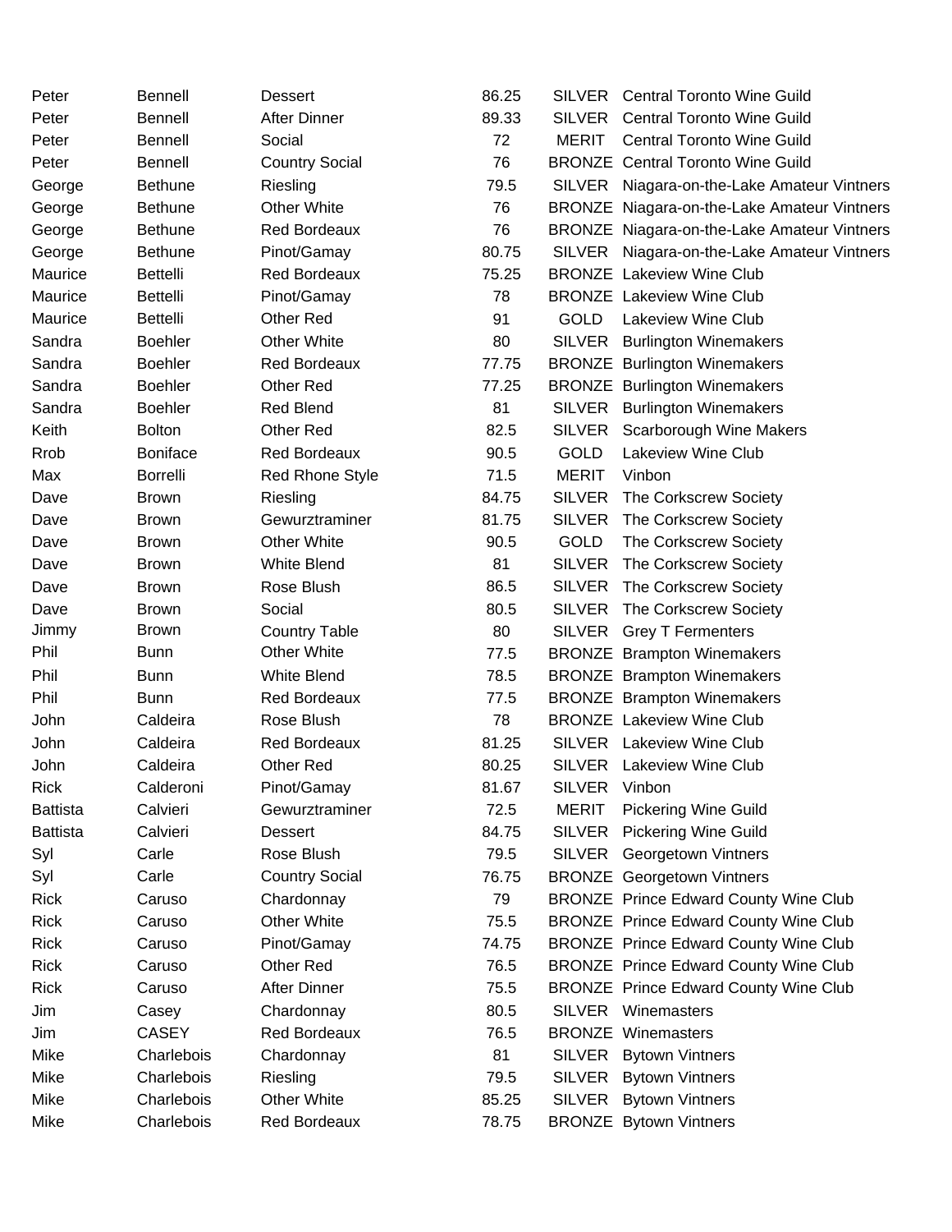| | | | | | |
|---|---|---|---|---|---|
| Peter | Bennell | Dessert | 86.25 | SILVER | Central Toronto Wine Guild |
| Peter | Bennell | After Dinner | 89.33 | SILVER | Central Toronto Wine Guild |
| Peter | Bennell | Social | 72 | MERIT | Central Toronto Wine Guild |
| Peter | Bennell | Country Social | 76 | BRONZE | Central Toronto Wine Guild |
| George | Bethune | Riesling | 79.5 | SILVER | Niagara-on-the-Lake Amateur Vintners |
| George | Bethune | Other White | 76 | BRONZE | Niagara-on-the-Lake Amateur Vintners |
| George | Bethune | Red Bordeaux | 76 | BRONZE | Niagara-on-the-Lake Amateur Vintners |
| George | Bethune | Pinot/Gamay | 80.75 | SILVER | Niagara-on-the-Lake Amateur Vintners |
| Maurice | Bettelli | Red Bordeaux | 75.25 | BRONZE | Lakeview Wine Club |
| Maurice | Bettelli | Pinot/Gamay | 78 | BRONZE | Lakeview Wine Club |
| Maurice | Bettelli | Other Red | 91 | GOLD | Lakeview Wine Club |
| Sandra | Boehler | Other White | 80 | SILVER | Burlington Winemakers |
| Sandra | Boehler | Red Bordeaux | 77.75 | BRONZE | Burlington Winemakers |
| Sandra | Boehler | Other Red | 77.25 | BRONZE | Burlington Winemakers |
| Sandra | Boehler | Red Blend | 81 | SILVER | Burlington Winemakers |
| Keith | Bolton | Other Red | 82.5 | SILVER | Scarborough Wine Makers |
| Rrob | Boniface | Red Bordeaux | 90.5 | GOLD | Lakeview Wine Club |
| Max | Borrelli | Red Rhone Style | 71.5 | MERIT | Vinbon |
| Dave | Brown | Riesling | 84.75 | SILVER | The Corkscrew Society |
| Dave | Brown | Gewurztraminer | 81.75 | SILVER | The Corkscrew Society |
| Dave | Brown | Other White | 90.5 | GOLD | The Corkscrew Society |
| Dave | Brown | White Blend | 81 | SILVER | The Corkscrew Society |
| Dave | Brown | Rose Blush | 86.5 | SILVER | The Corkscrew Society |
| Dave | Brown | Social | 80.5 | SILVER | The Corkscrew Society |
| Jimmy | Brown | Country Table | 80 | SILVER | Grey T Fermenters |
| Phil | Bunn | Other White | 77.5 | BRONZE | Brampton Winemakers |
| Phil | Bunn | White Blend | 78.5 | BRONZE | Brampton Winemakers |
| Phil | Bunn | Red Bordeaux | 77.5 | BRONZE | Brampton Winemakers |
| John | Caldeira | Rose Blush | 78 | BRONZE | Lakeview Wine Club |
| John | Caldeira | Red Bordeaux | 81.25 | SILVER | Lakeview Wine Club |
| John | Caldeira | Other Red | 80.25 | SILVER | Lakeview Wine Club |
| Rick | Calderoni | Pinot/Gamay | 81.67 | SILVER | Vinbon |
| Battista | Calvieri | Gewurztraminer | 72.5 | MERIT | Pickering Wine Guild |
| Battista | Calvieri | Dessert | 84.75 | SILVER | Pickering Wine Guild |
| Syl | Carle | Rose Blush | 79.5 | SILVER | Georgetown Vintners |
| Syl | Carle | Country Social | 76.75 | BRONZE | Georgetown Vintners |
| Rick | Caruso | Chardonnay | 79 | BRONZE | Prince Edward County Wine Club |
| Rick | Caruso | Other White | 75.5 | BRONZE | Prince Edward County Wine Club |
| Rick | Caruso | Pinot/Gamay | 74.75 | BRONZE | Prince Edward County Wine Club |
| Rick | Caruso | Other Red | 76.5 | BRONZE | Prince Edward County Wine Club |
| Rick | Caruso | After Dinner | 75.5 | BRONZE | Prince Edward County Wine Club |
| Jim | Casey | Chardonnay | 80.5 | SILVER | Winemasters |
| Jim | CASEY | Red Bordeaux | 76.5 | BRONZE | Winemasters |
| Mike | Charlebois | Chardonnay | 81 | SILVER | Bytown Vintners |
| Mike | Charlebois | Riesling | 79.5 | SILVER | Bytown Vintners |
| Mike | Charlebois | Other White | 85.25 | SILVER | Bytown Vintners |
| Mike | Charlebois | Red Bordeaux | 78.75 | BRONZE | Bytown Vintners |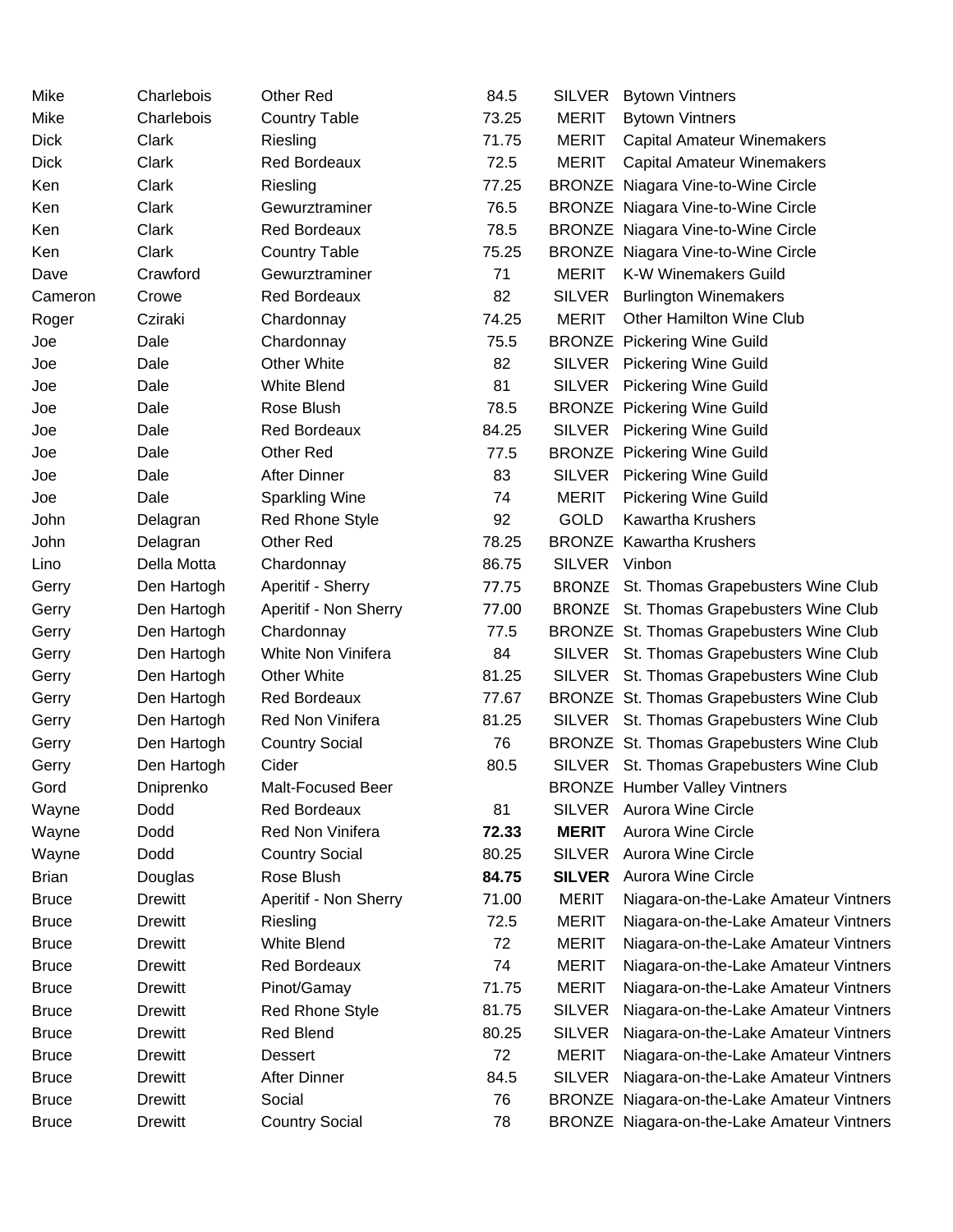| | | | | | |
|---|---|---|---|---|---|
| Mike | Charlebois | Other Red | 84.5 | SILVER | Bytown Vintners |
| Mike | Charlebois | Country Table | 73.25 | MERIT | Bytown Vintners |
| Dick | Clark | Riesling | 71.75 | MERIT | Capital Amateur Winemakers |
| Dick | Clark | Red Bordeaux | 72.5 | MERIT | Capital Amateur Winemakers |
| Ken | Clark | Riesling | 77.25 | BRONZE | Niagara Vine-to-Wine Circle |
| Ken | Clark | Gewurztraminer | 76.5 | BRONZE | Niagara Vine-to-Wine Circle |
| Ken | Clark | Red Bordeaux | 78.5 | BRONZE | Niagara Vine-to-Wine Circle |
| Ken | Clark | Country Table | 75.25 | BRONZE | Niagara Vine-to-Wine Circle |
| Dave | Crawford | Gewurztraminer | 71 | MERIT | K-W Winemakers Guild |
| Cameron | Crowe | Red Bordeaux | 82 | SILVER | Burlington Winemakers |
| Roger | Cziraki | Chardonnay | 74.25 | MERIT | Other Hamilton Wine Club |
| Joe | Dale | Chardonnay | 75.5 | BRONZE | Pickering Wine Guild |
| Joe | Dale | Other White | 82 | SILVER | Pickering Wine Guild |
| Joe | Dale | White Blend | 81 | SILVER | Pickering Wine Guild |
| Joe | Dale | Rose Blush | 78.5 | BRONZE | Pickering Wine Guild |
| Joe | Dale | Red Bordeaux | 84.25 | SILVER | Pickering Wine Guild |
| Joe | Dale | Other Red | 77.5 | BRONZE | Pickering Wine Guild |
| Joe | Dale | After Dinner | 83 | SILVER | Pickering Wine Guild |
| Joe | Dale | Sparkling Wine | 74 | MERIT | Pickering Wine Guild |
| John | Delagran | Red Rhone Style | 92 | GOLD | Kawartha Krushers |
| John | Delagran | Other Red | 78.25 | BRONZE | Kawartha Krushers |
| Lino | Della Motta | Chardonnay | 86.75 | SILVER | Vinbon |
| Gerry | Den Hartogh | Aperitif - Sherry | 77.75 | BRONZE | St. Thomas Grapebusters Wine Club |
| Gerry | Den Hartogh | Aperitif - Non Sherry | 77.00 | BRONZE | St. Thomas Grapebusters Wine Club |
| Gerry | Den Hartogh | Chardonnay | 77.5 | BRONZE | St. Thomas Grapebusters Wine Club |
| Gerry | Den Hartogh | White Non Vinifera | 84 | SILVER | St. Thomas Grapebusters Wine Club |
| Gerry | Den Hartogh | Other White | 81.25 | SILVER | St. Thomas Grapebusters Wine Club |
| Gerry | Den Hartogh | Red Bordeaux | 77.67 | BRONZE | St. Thomas Grapebusters Wine Club |
| Gerry | Den Hartogh | Red Non Vinifera | 81.25 | SILVER | St. Thomas Grapebusters Wine Club |
| Gerry | Den Hartogh | Country Social | 76 | BRONZE | St. Thomas Grapebusters Wine Club |
| Gerry | Den Hartogh | Cider | 80.5 | SILVER | St. Thomas Grapebusters Wine Club |
| Gord | Dniprenko | Malt-Focused Beer | | BRONZE | Humber Valley Vintners |
| Wayne | Dodd | Red Bordeaux | 81 | SILVER | Aurora Wine Circle |
| Wayne | Dodd | Red Non Vinifera | **72.33** | **MERIT** | Aurora Wine Circle |
| Wayne | Dodd | Country Social | 80.25 | SILVER | Aurora Wine Circle |
| Brian | Douglas | Rose Blush | **84.75** | **SILVER** | Aurora Wine Circle |
| Bruce | Drewitt | Aperitif - Non Sherry | 71.00 | MERIT | Niagara-on-the-Lake Amateur Vintners |
| Bruce | Drewitt | Riesling | 72.5 | MERIT | Niagara-on-the-Lake Amateur Vintners |
| Bruce | Drewitt | White Blend | 72 | MERIT | Niagara-on-the-Lake Amateur Vintners |
| Bruce | Drewitt | Red Bordeaux | 74 | MERIT | Niagara-on-the-Lake Amateur Vintners |
| Bruce | Drewitt | Pinot/Gamay | 71.75 | MERIT | Niagara-on-the-Lake Amateur Vintners |
| Bruce | Drewitt | Red Rhone Style | 81.75 | SILVER | Niagara-on-the-Lake Amateur Vintners |
| Bruce | Drewitt | Red Blend | 80.25 | SILVER | Niagara-on-the-Lake Amateur Vintners |
| Bruce | Drewitt | Dessert | 72 | MERIT | Niagara-on-the-Lake Amateur Vintners |
| Bruce | Drewitt | After Dinner | 84.5 | SILVER | Niagara-on-the-Lake Amateur Vintners |
| Bruce | Drewitt | Social | 76 | BRONZE | Niagara-on-the-Lake Amateur Vintners |
| Bruce | Drewitt | Country Social | 78 | BRONZE | Niagara-on-the-Lake Amateur Vintners |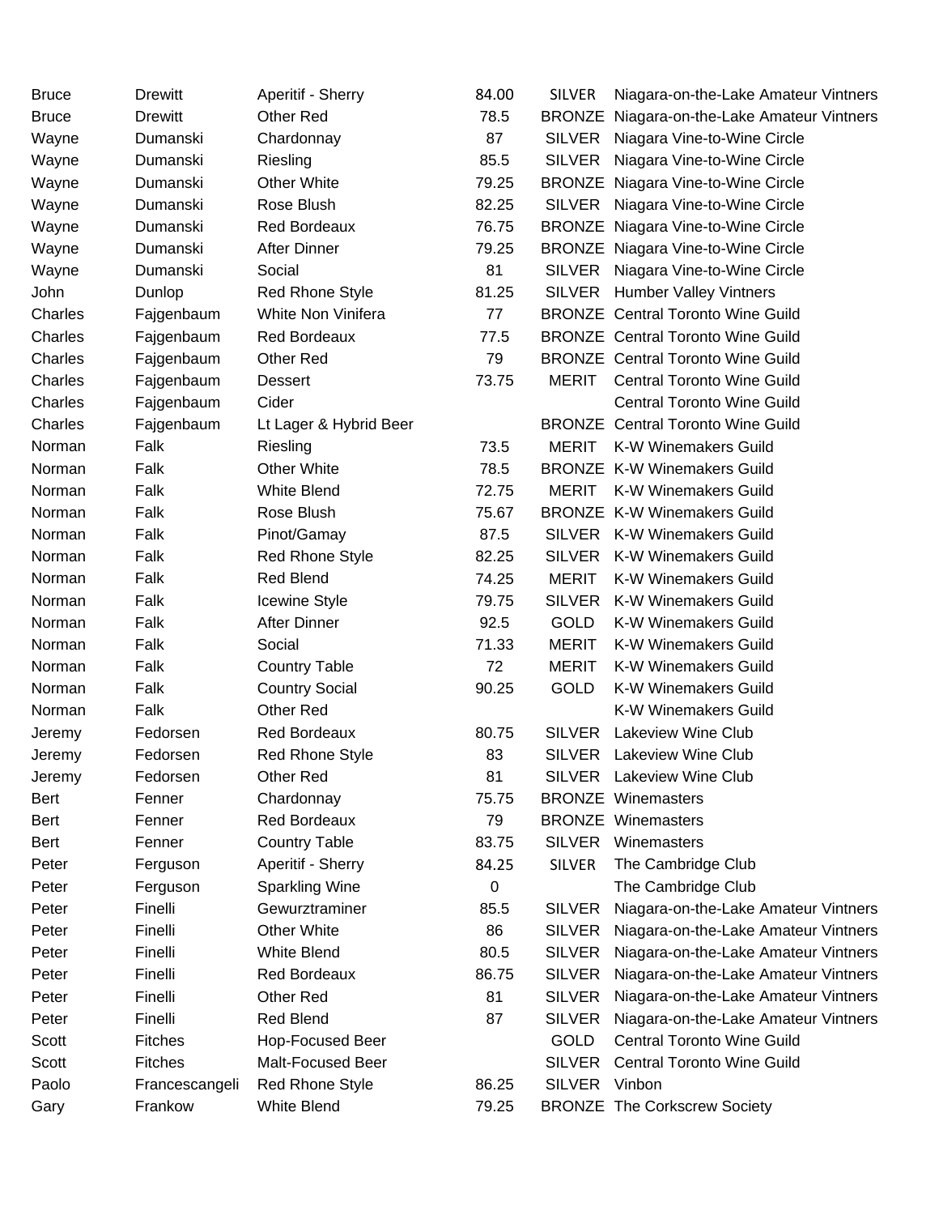| | | | | | |
|---|---|---|---|---|---|
| Bruce | Drewitt | Aperitif - Sherry | 84.00 | SILVER | Niagara-on-the-Lake Amateur Vintners |
| Bruce | Drewitt | Other Red | 78.5 | BRONZE | Niagara-on-the-Lake Amateur Vintners |
| Wayne | Dumanski | Chardonnay | 87 | SILVER | Niagara Vine-to-Wine Circle |
| Wayne | Dumanski | Riesling | 85.5 | SILVER | Niagara Vine-to-Wine Circle |
| Wayne | Dumanski | Other White | 79.25 | BRONZE | Niagara Vine-to-Wine Circle |
| Wayne | Dumanski | Rose Blush | 82.25 | SILVER | Niagara Vine-to-Wine Circle |
| Wayne | Dumanski | Red Bordeaux | 76.75 | BRONZE | Niagara Vine-to-Wine Circle |
| Wayne | Dumanski | After Dinner | 79.25 | BRONZE | Niagara Vine-to-Wine Circle |
| Wayne | Dumanski | Social | 81 | SILVER | Niagara Vine-to-Wine Circle |
| John | Dunlop | Red Rhone Style | 81.25 | SILVER | Humber Valley Vintners |
| Charles | Fajgenbaum | White Non Vinifera | 77 | BRONZE | Central Toronto Wine Guild |
| Charles | Fajgenbaum | Red Bordeaux | 77.5 | BRONZE | Central Toronto Wine Guild |
| Charles | Fajgenbaum | Other Red | 79 | BRONZE | Central Toronto Wine Guild |
| Charles | Fajgenbaum | Dessert | 73.75 | MERIT | Central Toronto Wine Guild |
| Charles | Fajgenbaum | Cider | | | Central Toronto Wine Guild |
| Charles | Fajgenbaum | Lt Lager & Hybrid Beer | | BRONZE | Central Toronto Wine Guild |
| Norman | Falk | Riesling | 73.5 | MERIT | K-W Winemakers Guild |
| Norman | Falk | Other White | 78.5 | BRONZE | K-W Winemakers Guild |
| Norman | Falk | White Blend | 72.75 | MERIT | K-W Winemakers Guild |
| Norman | Falk | Rose Blush | 75.67 | BRONZE | K-W Winemakers Guild |
| Norman | Falk | Pinot/Gamay | 87.5 | SILVER | K-W Winemakers Guild |
| Norman | Falk | Red Rhone Style | 82.25 | SILVER | K-W Winemakers Guild |
| Norman | Falk | Red Blend | 74.25 | MERIT | K-W Winemakers Guild |
| Norman | Falk | Icewine Style | 79.75 | SILVER | K-W Winemakers Guild |
| Norman | Falk | After Dinner | 92.5 | GOLD | K-W Winemakers Guild |
| Norman | Falk | Social | 71.33 | MERIT | K-W Winemakers Guild |
| Norman | Falk | Country Table | 72 | MERIT | K-W Winemakers Guild |
| Norman | Falk | Country Social | 90.25 | GOLD | K-W Winemakers Guild |
| Norman | Falk | Other Red | | | K-W Winemakers Guild |
| Jeremy | Fedorsen | Red Bordeaux | 80.75 | SILVER | Lakeview Wine Club |
| Jeremy | Fedorsen | Red Rhone Style | 83 | SILVER | Lakeview Wine Club |
| Jeremy | Fedorsen | Other Red | 81 | SILVER | Lakeview Wine Club |
| Bert | Fenner | Chardonnay | 75.75 | BRONZE | Winemasters |
| Bert | Fenner | Red Bordeaux | 79 | BRONZE | Winemasters |
| Bert | Fenner | Country Table | 83.75 | SILVER | Winemasters |
| Peter | Ferguson | Aperitif - Sherry | 84.25 | SILVER | The Cambridge Club |
| Peter | Ferguson | Sparkling Wine | 0 | | The Cambridge Club |
| Peter | Finelli | Gewurztraminer | 85.5 | SILVER | Niagara-on-the-Lake Amateur Vintners |
| Peter | Finelli | Other White | 86 | SILVER | Niagara-on-the-Lake Amateur Vintners |
| Peter | Finelli | White Blend | 80.5 | SILVER | Niagara-on-the-Lake Amateur Vintners |
| Peter | Finelli | Red Bordeaux | 86.75 | SILVER | Niagara-on-the-Lake Amateur Vintners |
| Peter | Finelli | Other Red | 81 | SILVER | Niagara-on-the-Lake Amateur Vintners |
| Peter | Finelli | Red Blend | 87 | SILVER | Niagara-on-the-Lake Amateur Vintners |
| Scott | Fitches | Hop-Focused Beer | | GOLD | Central Toronto Wine Guild |
| Scott | Fitches | Malt-Focused Beer | | SILVER | Central Toronto Wine Guild |
| Paolo | Francescangeli | Red Rhone Style | 86.25 | SILVER | Vinbon |
| Gary | Frankow | White Blend | 79.25 | BRONZE | The Corkscrew Society |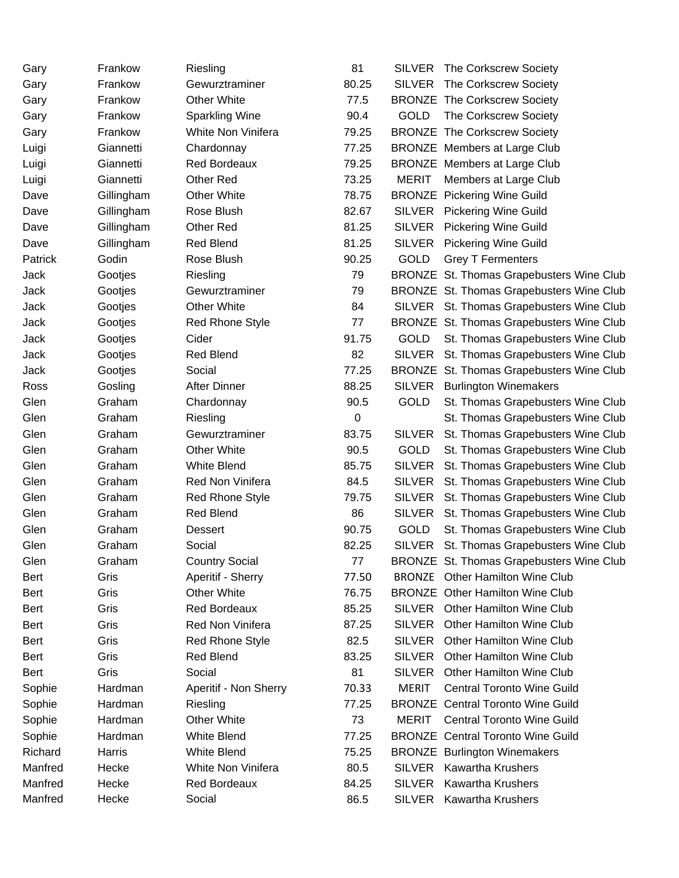| | | | | | |
|---|---|---|---|---|---|
| Gary | Frankow | Riesling | 81 | SILVER | The Corkscrew Society |
| Gary | Frankow | Gewurztraminer | 80.25 | SILVER | The Corkscrew Society |
| Gary | Frankow | Other White | 77.5 | BRONZE | The Corkscrew Society |
| Gary | Frankow | Sparkling Wine | 90.4 | GOLD | The Corkscrew Society |
| Gary | Frankow | White Non Vinifera | 79.25 | BRONZE | The Corkscrew Society |
| Luigi | Giannetti | Chardonnay | 77.25 | BRONZE | Members at Large Club |
| Luigi | Giannetti | Red Bordeaux | 79.25 | BRONZE | Members at Large Club |
| Luigi | Giannetti | Other Red | 73.25 | MERIT | Members at Large Club |
| Dave | Gillingham | Other White | 78.75 | BRONZE | Pickering Wine Guild |
| Dave | Gillingham | Rose Blush | 82.67 | SILVER | Pickering Wine Guild |
| Dave | Gillingham | Other Red | 81.25 | SILVER | Pickering Wine Guild |
| Dave | Gillingham | Red Blend | 81.25 | SILVER | Pickering Wine Guild |
| Patrick | Godin | Rose Blush | 90.25 | GOLD | Grey T Fermenters |
| Jack | Gootjes | Riesling | 79 | BRONZE | St. Thomas Grapebusters Wine Club |
| Jack | Gootjes | Gewurztraminer | 79 | BRONZE | St. Thomas Grapebusters Wine Club |
| Jack | Gootjes | Other White | 84 | SILVER | St. Thomas Grapebusters Wine Club |
| Jack | Gootjes | Red Rhone Style | 77 | BRONZE | St. Thomas Grapebusters Wine Club |
| Jack | Gootjes | Cider | 91.75 | GOLD | St. Thomas Grapebusters Wine Club |
| Jack | Gootjes | Red Blend | 82 | SILVER | St. Thomas Grapebusters Wine Club |
| Jack | Gootjes | Social | 77.25 | BRONZE | St. Thomas Grapebusters Wine Club |
| Ross | Gosling | After Dinner | 88.25 | SILVER | Burlington Winemakers |
| Glen | Graham | Chardonnay | 90.5 | GOLD | St. Thomas Grapebusters Wine Club |
| Glen | Graham | Riesling | 0 | | St. Thomas Grapebusters Wine Club |
| Glen | Graham | Gewurztraminer | 83.75 | SILVER | St. Thomas Grapebusters Wine Club |
| Glen | Graham | Other White | 90.5 | GOLD | St. Thomas Grapebusters Wine Club |
| Glen | Graham | White Blend | 85.75 | SILVER | St. Thomas Grapebusters Wine Club |
| Glen | Graham | Red Non Vinifera | 84.5 | SILVER | St. Thomas Grapebusters Wine Club |
| Glen | Graham | Red Rhone Style | 79.75 | SILVER | St. Thomas Grapebusters Wine Club |
| Glen | Graham | Red Blend | 86 | SILVER | St. Thomas Grapebusters Wine Club |
| Glen | Graham | Dessert | 90.75 | GOLD | St. Thomas Grapebusters Wine Club |
| Glen | Graham | Social | 82.25 | SILVER | St. Thomas Grapebusters Wine Club |
| Glen | Graham | Country Social | 77 | BRONZE | St. Thomas Grapebusters Wine Club |
| Bert | Gris | Aperitif - Sherry | 77.50 | BRONZE | Other Hamilton Wine Club |
| Bert | Gris | Other White | 76.75 | BRONZE | Other Hamilton Wine Club |
| Bert | Gris | Red Bordeaux | 85.25 | SILVER | Other Hamilton Wine Club |
| Bert | Gris | Red Non Vinifera | 87.25 | SILVER | Other Hamilton Wine Club |
| Bert | Gris | Red Rhone Style | 82.5 | SILVER | Other Hamilton Wine Club |
| Bert | Gris | Red Blend | 83.25 | SILVER | Other Hamilton Wine Club |
| Bert | Gris | Social | 81 | SILVER | Other Hamilton Wine Club |
| Sophie | Hardman | Aperitif - Non Sherry | 70.33 | MERIT | Central Toronto Wine Guild |
| Sophie | Hardman | Riesling | 77.25 | BRONZE | Central Toronto Wine Guild |
| Sophie | Hardman | Other White | 73 | MERIT | Central Toronto Wine Guild |
| Sophie | Hardman | White Blend | 77.25 | BRONZE | Central Toronto Wine Guild |
| Richard | Harris | White Blend | 75.25 | BRONZE | Burlington Winemakers |
| Manfred | Hecke | White Non Vinifera | 80.5 | SILVER | Kawartha Krushers |
| Manfred | Hecke | Red Bordeaux | 84.25 | SILVER | Kawartha Krushers |
| Manfred | Hecke | Social | 86.5 | SILVER | Kawartha Krushers |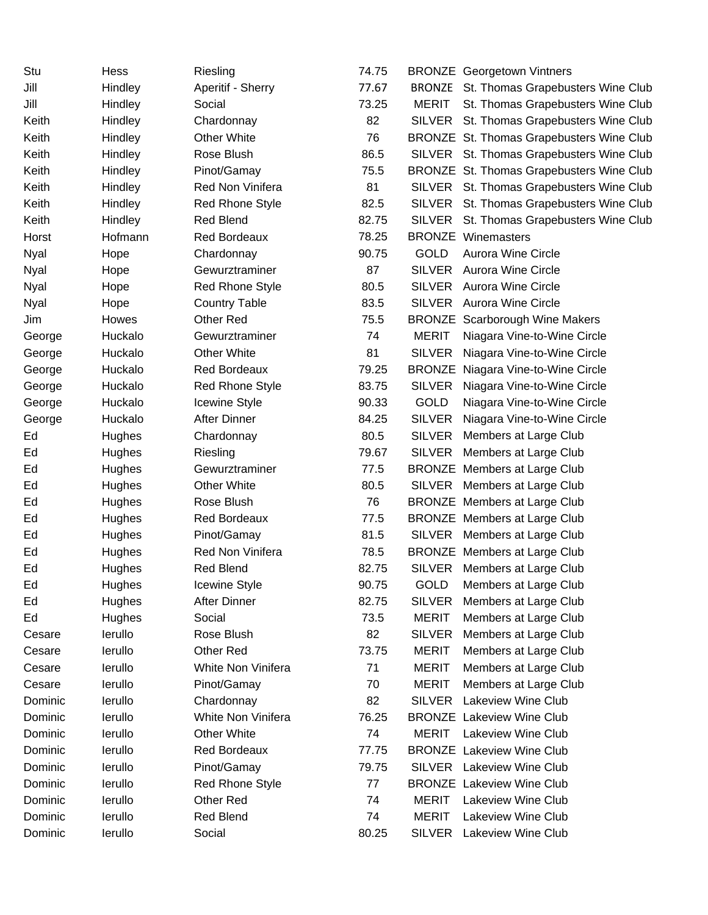| | | | | | |
|---|---|---|---|---|---|
| Stu | Hess | Riesling | 74.75 | BRONZE | Georgetown Vintners |
| Jill | Hindley | Aperitif - Sherry | 77.67 | BRONZE | St. Thomas Grapebusters Wine Club |
| Jill | Hindley | Social | 73.25 | MERIT | St. Thomas Grapebusters Wine Club |
| Keith | Hindley | Chardonnay | 82 | SILVER | St. Thomas Grapebusters Wine Club |
| Keith | Hindley | Other White | 76 | BRONZE | St. Thomas Grapebusters Wine Club |
| Keith | Hindley | Rose Blush | 86.5 | SILVER | St. Thomas Grapebusters Wine Club |
| Keith | Hindley | Pinot/Gamay | 75.5 | BRONZE | St. Thomas Grapebusters Wine Club |
| Keith | Hindley | Red Non Vinifera | 81 | SILVER | St. Thomas Grapebusters Wine Club |
| Keith | Hindley | Red Rhone Style | 82.5 | SILVER | St. Thomas Grapebusters Wine Club |
| Keith | Hindley | Red Blend | 82.75 | SILVER | St. Thomas Grapebusters Wine Club |
| Horst | Hofmann | Red Bordeaux | 78.25 | BRONZE | Winemasters |
| Nyal | Hope | Chardonnay | 90.75 | GOLD | Aurora Wine Circle |
| Nyal | Hope | Gewurztraminer | 87 | SILVER | Aurora Wine Circle |
| Nyal | Hope | Red Rhone Style | 80.5 | SILVER | Aurora Wine Circle |
| Nyal | Hope | Country Table | 83.5 | SILVER | Aurora Wine Circle |
| Jim | Howes | Other Red | 75.5 | BRONZE | Scarborough Wine Makers |
| George | Huckalo | Gewurztraminer | 74 | MERIT | Niagara Vine-to-Wine Circle |
| George | Huckalo | Other White | 81 | SILVER | Niagara Vine-to-Wine Circle |
| George | Huckalo | Red Bordeaux | 79.25 | BRONZE | Niagara Vine-to-Wine Circle |
| George | Huckalo | Red Rhone Style | 83.75 | SILVER | Niagara Vine-to-Wine Circle |
| George | Huckalo | Icewine Style | 90.33 | GOLD | Niagara Vine-to-Wine Circle |
| George | Huckalo | After Dinner | 84.25 | SILVER | Niagara Vine-to-Wine Circle |
| Ed | Hughes | Chardonnay | 80.5 | SILVER | Members at Large Club |
| Ed | Hughes | Riesling | 79.67 | SILVER | Members at Large Club |
| Ed | Hughes | Gewurztraminer | 77.5 | BRONZE | Members at Large Club |
| Ed | Hughes | Other White | 80.5 | SILVER | Members at Large Club |
| Ed | Hughes | Rose Blush | 76 | BRONZE | Members at Large Club |
| Ed | Hughes | Red Bordeaux | 77.5 | BRONZE | Members at Large Club |
| Ed | Hughes | Pinot/Gamay | 81.5 | SILVER | Members at Large Club |
| Ed | Hughes | Red Non Vinifera | 78.5 | BRONZE | Members at Large Club |
| Ed | Hughes | Red Blend | 82.75 | SILVER | Members at Large Club |
| Ed | Hughes | Icewine Style | 90.75 | GOLD | Members at Large Club |
| Ed | Hughes | After Dinner | 82.75 | SILVER | Members at Large Club |
| Ed | Hughes | Social | 73.5 | MERIT | Members at Large Club |
| Cesare | Ierullo | Rose Blush | 82 | SILVER | Members at Large Club |
| Cesare | Ierullo | Other Red | 73.75 | MERIT | Members at Large Club |
| Cesare | Ierullo | White Non Vinifera | 71 | MERIT | Members at Large Club |
| Cesare | Ierullo | Pinot/Gamay | 70 | MERIT | Members at Large Club |
| Dominic | Ierullo | Chardonnay | 82 | SILVER | Lakeview Wine Club |
| Dominic | Ierullo | White Non Vinifera | 76.25 | BRONZE | Lakeview Wine Club |
| Dominic | Ierullo | Other White | 74 | MERIT | Lakeview Wine Club |
| Dominic | Ierullo | Red Bordeaux | 77.75 | BRONZE | Lakeview Wine Club |
| Dominic | Ierullo | Pinot/Gamay | 79.75 | SILVER | Lakeview Wine Club |
| Dominic | Ierullo | Red Rhone Style | 77 | BRONZE | Lakeview Wine Club |
| Dominic | Ierullo | Other Red | 74 | MERIT | Lakeview Wine Club |
| Dominic | Ierullo | Red Blend | 74 | MERIT | Lakeview Wine Club |
| Dominic | Ierullo | Social | 80.25 | SILVER | Lakeview Wine Club |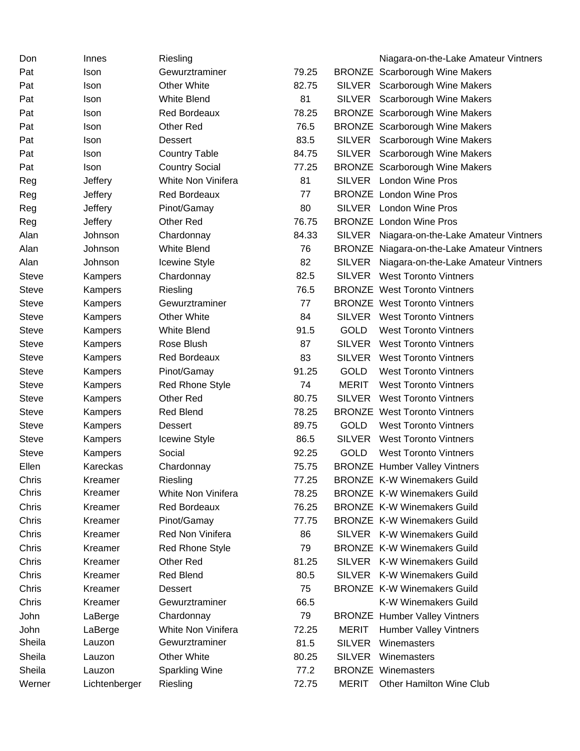| | | | | | |
|---|---|---|---|---|---|
| Don | Innes | Riesling | | | Niagara-on-the-Lake Amateur Vintners |
| Pat | Ison | Gewurztraminer | 79.25 | BRONZE | Scarborough Wine Makers |
| Pat | Ison | Other White | 82.75 | SILVER | Scarborough Wine Makers |
| Pat | Ison | White Blend | 81 | SILVER | Scarborough Wine Makers |
| Pat | Ison | Red Bordeaux | 78.25 | BRONZE | Scarborough Wine Makers |
| Pat | Ison | Other Red | 76.5 | BRONZE | Scarborough Wine Makers |
| Pat | Ison | Dessert | 83.5 | SILVER | Scarborough Wine Makers |
| Pat | Ison | Country Table | 84.75 | SILVER | Scarborough Wine Makers |
| Pat | Ison | Country Social | 77.25 | BRONZE | Scarborough Wine Makers |
| Reg | Jeffery | White Non Vinifera | 81 | SILVER | London Wine Pros |
| Reg | Jeffery | Red Bordeaux | 77 | BRONZE | London Wine Pros |
| Reg | Jeffery | Pinot/Gamay | 80 | SILVER | London Wine Pros |
| Reg | Jeffery | Other Red | 76.75 | BRONZE | London Wine Pros |
| Alan | Johnson | Chardonnay | 84.33 | SILVER | Niagara-on-the-Lake Amateur Vintners |
| Alan | Johnson | White Blend | 76 | BRONZE | Niagara-on-the-Lake Amateur Vintners |
| Alan | Johnson | Icewine Style | 82 | SILVER | Niagara-on-the-Lake Amateur Vintners |
| Steve | Kampers | Chardonnay | 82.5 | SILVER | West Toronto Vintners |
| Steve | Kampers | Riesling | 76.5 | BRONZE | West Toronto Vintners |
| Steve | Kampers | Gewurztraminer | 77 | BRONZE | West Toronto Vintners |
| Steve | Kampers | Other White | 84 | SILVER | West Toronto Vintners |
| Steve | Kampers | White Blend | 91.5 | GOLD | West Toronto Vintners |
| Steve | Kampers | Rose Blush | 87 | SILVER | West Toronto Vintners |
| Steve | Kampers | Red Bordeaux | 83 | SILVER | West Toronto Vintners |
| Steve | Kampers | Pinot/Gamay | 91.25 | GOLD | West Toronto Vintners |
| Steve | Kampers | Red Rhone Style | 74 | MERIT | West Toronto Vintners |
| Steve | Kampers | Other Red | 80.75 | SILVER | West Toronto Vintners |
| Steve | Kampers | Red Blend | 78.25 | BRONZE | West Toronto Vintners |
| Steve | Kampers | Dessert | 89.75 | GOLD | West Toronto Vintners |
| Steve | Kampers | Icewine Style | 86.5 | SILVER | West Toronto Vintners |
| Steve | Kampers | Social | 92.25 | GOLD | West Toronto Vintners |
| Ellen | Kareckas | Chardonnay | 75.75 | BRONZE | Humber Valley Vintners |
| Chris | Kreamer | Riesling | 77.25 | BRONZE | K-W Winemakers Guild |
| Chris | Kreamer | White Non Vinifera | 78.25 | BRONZE | K-W Winemakers Guild |
| Chris | Kreamer | Red Bordeaux | 76.25 | BRONZE | K-W Winemakers Guild |
| Chris | Kreamer | Pinot/Gamay | 77.75 | BRONZE | K-W Winemakers Guild |
| Chris | Kreamer | Red Non Vinifera | 86 | SILVER | K-W Winemakers Guild |
| Chris | Kreamer | Red Rhone Style | 79 | BRONZE | K-W Winemakers Guild |
| Chris | Kreamer | Other Red | 81.25 | SILVER | K-W Winemakers Guild |
| Chris | Kreamer | Red Blend | 80.5 | SILVER | K-W Winemakers Guild |
| Chris | Kreamer | Dessert | 75 | BRONZE | K-W Winemakers Guild |
| Chris | Kreamer | Gewurztraminer | 66.5 | | K-W Winemakers Guild |
| John | LaBerge | Chardonnay | 79 | BRONZE | Humber Valley Vintners |
| John | LaBerge | White Non Vinifera | 72.25 | MERIT | Humber Valley Vintners |
| Sheila | Lauzon | Gewurztraminer | 81.5 | SILVER | Winemasters |
| Sheila | Lauzon | Other White | 80.25 | SILVER | Winemasters |
| Sheila | Lauzon | Sparkling Wine | 77.2 | BRONZE | Winemasters |
| Werner | Lichtenberger | Riesling | 72.75 | MERIT | Other Hamilton Wine Club |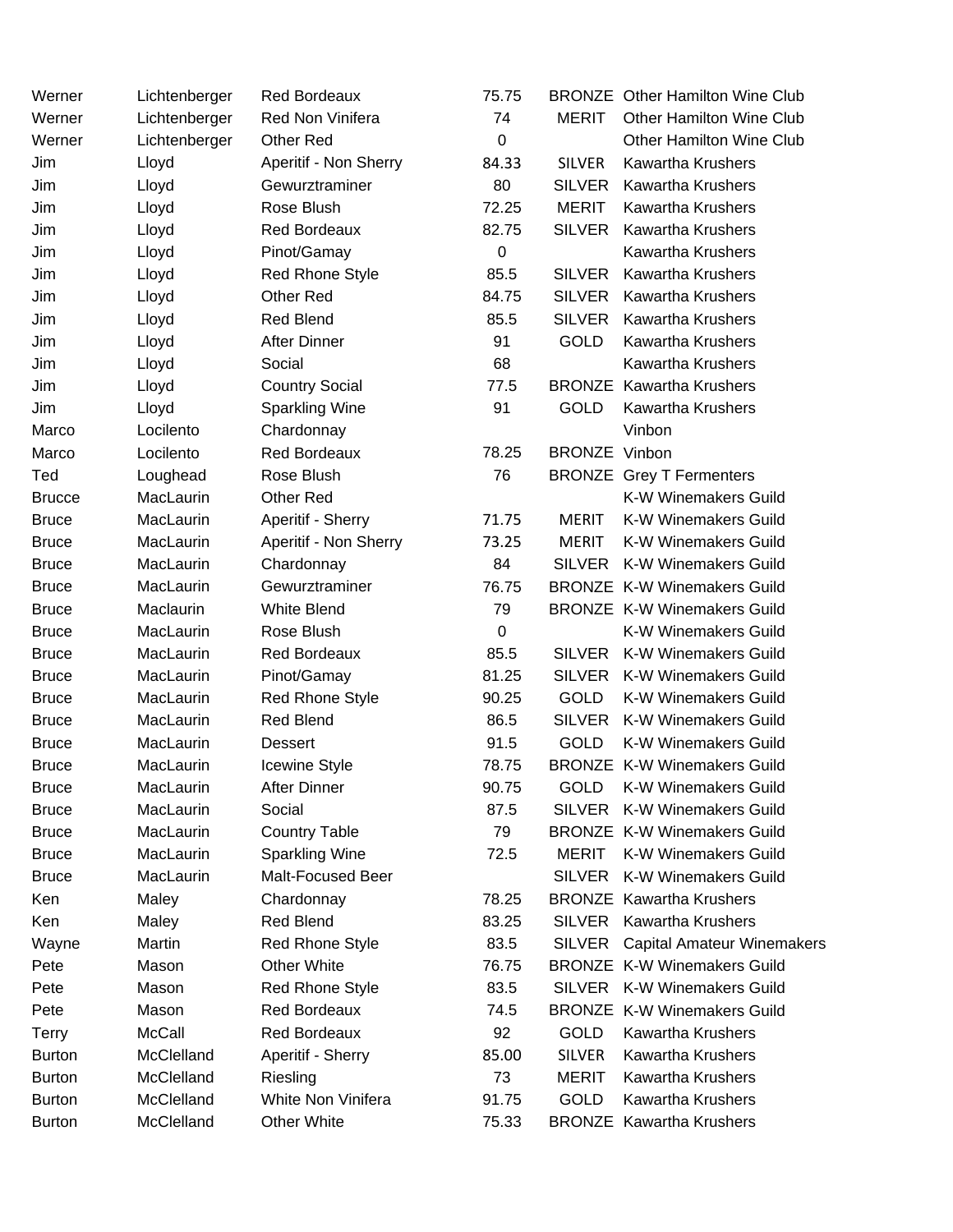| | | | | | |
|---|---|---|---|---|---|
| Werner | Lichtenberger | Red Bordeaux | 75.75 | BRONZE | Other Hamilton Wine Club |
| Werner | Lichtenberger | Red Non Vinifera | 74 | MERIT | Other Hamilton Wine Club |
| Werner | Lichtenberger | Other Red | 0 | | Other Hamilton Wine Club |
| Jim | Lloyd | Aperitif - Non Sherry | 84.33 | SILVER | Kawartha Krushers |
| Jim | Lloyd | Gewurztraminer | 80 | SILVER | Kawartha Krushers |
| Jim | Lloyd | Rose Blush | 72.25 | MERIT | Kawartha Krushers |
| Jim | Lloyd | Red Bordeaux | 82.75 | SILVER | Kawartha Krushers |
| Jim | Lloyd | Pinot/Gamay | 0 | | Kawartha Krushers |
| Jim | Lloyd | Red Rhone Style | 85.5 | SILVER | Kawartha Krushers |
| Jim | Lloyd | Other Red | 84.75 | SILVER | Kawartha Krushers |
| Jim | Lloyd | Red Blend | 85.5 | SILVER | Kawartha Krushers |
| Jim | Lloyd | After Dinner | 91 | GOLD | Kawartha Krushers |
| Jim | Lloyd | Social | 68 | | Kawartha Krushers |
| Jim | Lloyd | Country Social | 77.5 | BRONZE | Kawartha Krushers |
| Jim | Lloyd | Sparkling Wine | 91 | GOLD | Kawartha Krushers |
| Marco | Locilento | Chardonnay | | | Vinbon |
| Marco | Locilento | Red Bordeaux | 78.25 | BRONZE | Vinbon |
| Ted | Loughead | Rose Blush | 76 | BRONZE | Grey T Fermenters |
| Brucce | MacLaurin | Other Red | | | K-W Winemakers Guild |
| Bruce | MacLaurin | Aperitif - Sherry | 71.75 | MERIT | K-W Winemakers Guild |
| Bruce | MacLaurin | Aperitif - Non Sherry | 73.25 | MERIT | K-W Winemakers Guild |
| Bruce | MacLaurin | Chardonnay | 84 | SILVER | K-W Winemakers Guild |
| Bruce | MacLaurin | Gewurztraminer | 76.75 | BRONZE | K-W Winemakers Guild |
| Bruce | Maclaurin | White Blend | 79 | BRONZE | K-W Winemakers Guild |
| Bruce | MacLaurin | Rose Blush | 0 | | K-W Winemakers Guild |
| Bruce | MacLaurin | Red Bordeaux | 85.5 | SILVER | K-W Winemakers Guild |
| Bruce | MacLaurin | Pinot/Gamay | 81.25 | SILVER | K-W Winemakers Guild |
| Bruce | MacLaurin | Red Rhone Style | 90.25 | GOLD | K-W Winemakers Guild |
| Bruce | MacLaurin | Red Blend | 86.5 | SILVER | K-W Winemakers Guild |
| Bruce | MacLaurin | Dessert | 91.5 | GOLD | K-W Winemakers Guild |
| Bruce | MacLaurin | Icewine Style | 78.75 | BRONZE | K-W Winemakers Guild |
| Bruce | MacLaurin | After Dinner | 90.75 | GOLD | K-W Winemakers Guild |
| Bruce | MacLaurin | Social | 87.5 | SILVER | K-W Winemakers Guild |
| Bruce | MacLaurin | Country Table | 79 | BRONZE | K-W Winemakers Guild |
| Bruce | MacLaurin | Sparkling Wine | 72.5 | MERIT | K-W Winemakers Guild |
| Bruce | MacLaurin | Malt-Focused Beer | | SILVER | K-W Winemakers Guild |
| Ken | Maley | Chardonnay | 78.25 | BRONZE | Kawartha Krushers |
| Ken | Maley | Red Blend | 83.25 | SILVER | Kawartha Krushers |
| Wayne | Martin | Red Rhone Style | 83.5 | SILVER | Capital Amateur Winemakers |
| Pete | Mason | Other White | 76.75 | BRONZE | K-W Winemakers Guild |
| Pete | Mason | Red Rhone Style | 83.5 | SILVER | K-W Winemakers Guild |
| Pete | Mason | Red Bordeaux | 74.5 | BRONZE | K-W Winemakers Guild |
| Terry | McCall | Red Bordeaux | 92 | GOLD | Kawartha Krushers |
| Burton | McClelland | Aperitif - Sherry | 85.00 | SILVER | Kawartha Krushers |
| Burton | McClelland | Riesling | 73 | MERIT | Kawartha Krushers |
| Burton | McClelland | White Non Vinifera | 91.75 | GOLD | Kawartha Krushers |
| Burton | McClelland | Other White | 75.33 | BRONZE | Kawartha Krushers |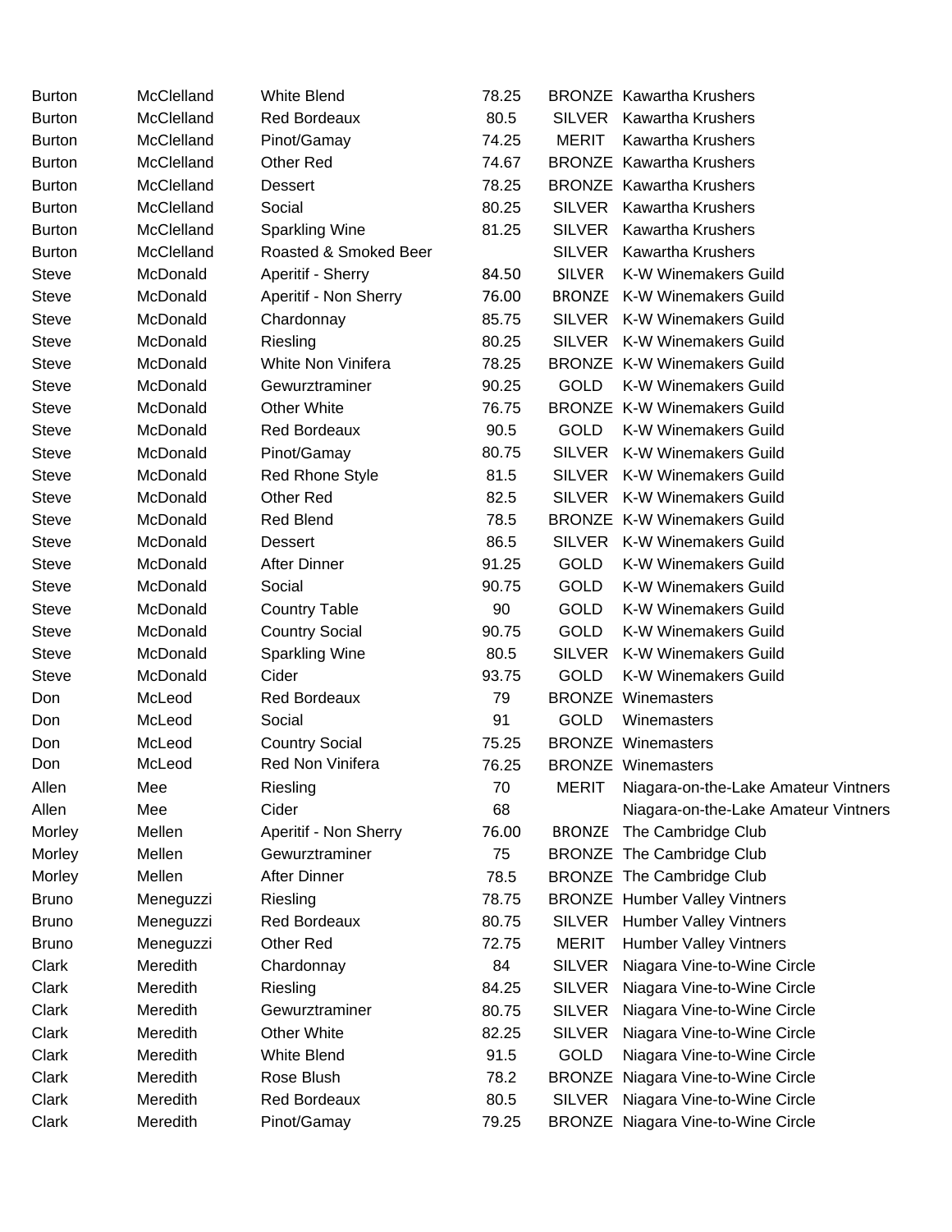| | | | | | |
|---|---|---|---|---|---|
| Burton | McClelland | White Blend | 78.25 | BRONZE | Kawartha Krushers |
| Burton | McClelland | Red Bordeaux | 80.5 | SILVER | Kawartha Krushers |
| Burton | McClelland | Pinot/Gamay | 74.25 | MERIT | Kawartha Krushers |
| Burton | McClelland | Other Red | 74.67 | BRONZE | Kawartha Krushers |
| Burton | McClelland | Dessert | 78.25 | BRONZE | Kawartha Krushers |
| Burton | McClelland | Social | 80.25 | SILVER | Kawartha Krushers |
| Burton | McClelland | Sparkling Wine | 81.25 | SILVER | Kawartha Krushers |
| Burton | McClelland | Roasted & Smoked Beer | | SILVER | Kawartha Krushers |
| Steve | McDonald | Aperitif - Sherry | 84.50 | SILVER | K-W Winemakers Guild |
| Steve | McDonald | Aperitif - Non Sherry | 76.00 | BRONZE | K-W Winemakers Guild |
| Steve | McDonald | Chardonnay | 85.75 | SILVER | K-W Winemakers Guild |
| Steve | McDonald | Riesling | 80.25 | SILVER | K-W Winemakers Guild |
| Steve | McDonald | White Non Vinifera | 78.25 | BRONZE | K-W Winemakers Guild |
| Steve | McDonald | Gewurztraminer | 90.25 | GOLD | K-W Winemakers Guild |
| Steve | McDonald | Other White | 76.75 | BRONZE | K-W Winemakers Guild |
| Steve | McDonald | Red Bordeaux | 90.5 | GOLD | K-W Winemakers Guild |
| Steve | McDonald | Pinot/Gamay | 80.75 | SILVER | K-W Winemakers Guild |
| Steve | McDonald | Red Rhone Style | 81.5 | SILVER | K-W Winemakers Guild |
| Steve | McDonald | Other Red | 82.5 | SILVER | K-W Winemakers Guild |
| Steve | McDonald | Red Blend | 78.5 | BRONZE | K-W Winemakers Guild |
| Steve | McDonald | Dessert | 86.5 | SILVER | K-W Winemakers Guild |
| Steve | McDonald | After Dinner | 91.25 | GOLD | K-W Winemakers Guild |
| Steve | McDonald | Social | 90.75 | GOLD | K-W Winemakers Guild |
| Steve | McDonald | Country Table | 90 | GOLD | K-W Winemakers Guild |
| Steve | McDonald | Country Social | 90.75 | GOLD | K-W Winemakers Guild |
| Steve | McDonald | Sparkling Wine | 80.5 | SILVER | K-W Winemakers Guild |
| Steve | McDonald | Cider | 93.75 | GOLD | K-W Winemakers Guild |
| Don | McLeod | Red Bordeaux | 79 | BRONZE | Winemasters |
| Don | McLeod | Social | 91 | GOLD | Winemasters |
| Don | McLeod | Country Social | 75.25 | BRONZE | Winemasters |
| Don | McLeod | Red Non Vinifera | 76.25 | BRONZE | Winemasters |
| Allen | Mee | Riesling | 70 | MERIT | Niagara-on-the-Lake Amateur Vintners |
| Allen | Mee | Cider | 68 | | Niagara-on-the-Lake Amateur Vintners |
| Morley | Mellen | Aperitif - Non Sherry | 76.00 | BRONZE | The Cambridge Club |
| Morley | Mellen | Gewurztraminer | 75 | BRONZE | The Cambridge Club |
| Morley | Mellen | After Dinner | 78.5 | BRONZE | The Cambridge Club |
| Bruno | Meneguzzi | Riesling | 78.75 | BRONZE | Humber Valley Vintners |
| Bruno | Meneguzzi | Red Bordeaux | 80.75 | SILVER | Humber Valley Vintners |
| Bruno | Meneguzzi | Other Red | 72.75 | MERIT | Humber Valley Vintners |
| Clark | Meredith | Chardonnay | 84 | SILVER | Niagara Vine-to-Wine Circle |
| Clark | Meredith | Riesling | 84.25 | SILVER | Niagara Vine-to-Wine Circle |
| Clark | Meredith | Gewurztraminer | 80.75 | SILVER | Niagara Vine-to-Wine Circle |
| Clark | Meredith | Other White | 82.25 | SILVER | Niagara Vine-to-Wine Circle |
| Clark | Meredith | White Blend | 91.5 | GOLD | Niagara Vine-to-Wine Circle |
| Clark | Meredith | Rose Blush | 78.2 | BRONZE | Niagara Vine-to-Wine Circle |
| Clark | Meredith | Red Bordeaux | 80.5 | SILVER | Niagara Vine-to-Wine Circle |
| Clark | Meredith | Pinot/Gamay | 79.25 | BRONZE | Niagara Vine-to-Wine Circle |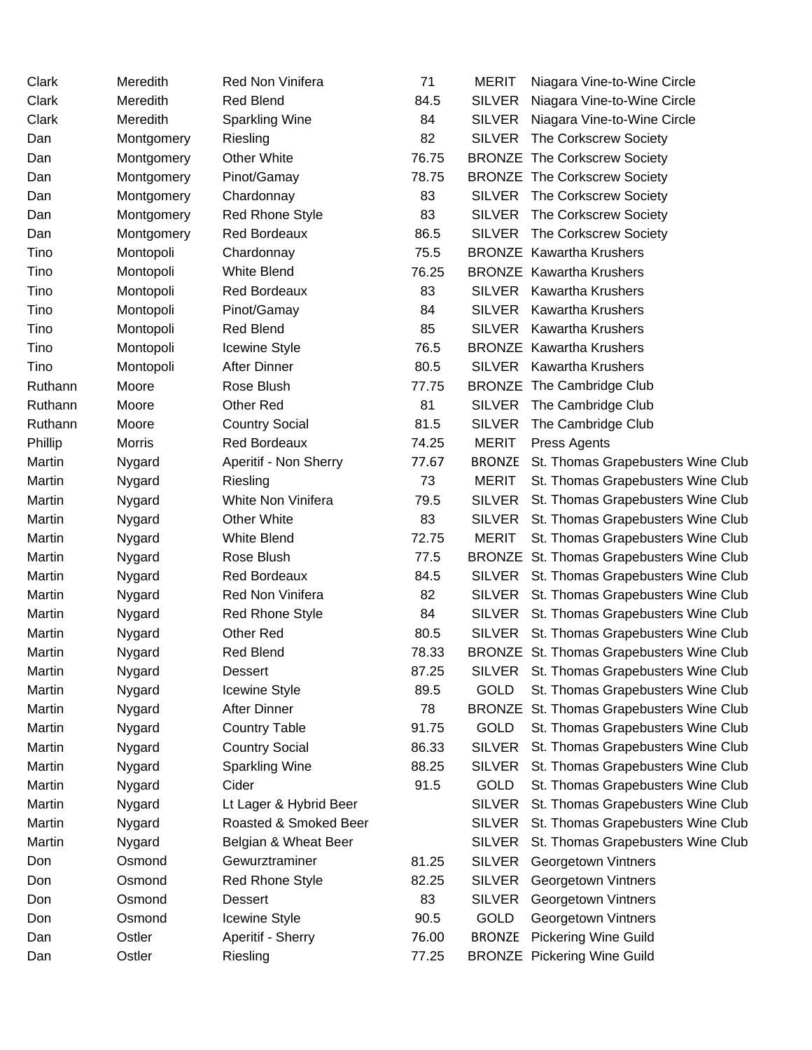| | | | | | |
|---|---|---|---|---|---|
| Clark | Meredith | Red Non Vinifera | 71 | MERIT | Niagara Vine-to-Wine Circle |
| Clark | Meredith | Red Blend | 84.5 | SILVER | Niagara Vine-to-Wine Circle |
| Clark | Meredith | Sparkling Wine | 84 | SILVER | Niagara Vine-to-Wine Circle |
| Dan | Montgomery | Riesling | 82 | SILVER | The Corkscrew Society |
| Dan | Montgomery | Other White | 76.75 | BRONZE | The Corkscrew Society |
| Dan | Montgomery | Pinot/Gamay | 78.75 | BRONZE | The Corkscrew Society |
| Dan | Montgomery | Chardonnay | 83 | SILVER | The Corkscrew Society |
| Dan | Montgomery | Red Rhone Style | 83 | SILVER | The Corkscrew Society |
| Dan | Montgomery | Red Bordeaux | 86.5 | SILVER | The Corkscrew Society |
| Tino | Montopoli | Chardonnay | 75.5 | BRONZE | Kawartha Krushers |
| Tino | Montopoli | White Blend | 76.25 | BRONZE | Kawartha Krushers |
| Tino | Montopoli | Red Bordeaux | 83 | SILVER | Kawartha Krushers |
| Tino | Montopoli | Pinot/Gamay | 84 | SILVER | Kawartha Krushers |
| Tino | Montopoli | Red Blend | 85 | SILVER | Kawartha Krushers |
| Tino | Montopoli | Icewine Style | 76.5 | BRONZE | Kawartha Krushers |
| Tino | Montopoli | After Dinner | 80.5 | SILVER | Kawartha Krushers |
| Ruthann | Moore | Rose Blush | 77.75 | BRONZE | The Cambridge Club |
| Ruthann | Moore | Other Red | 81 | SILVER | The Cambridge Club |
| Ruthann | Moore | Country Social | 81.5 | SILVER | The Cambridge Club |
| Phillip | Morris | Red Bordeaux | 74.25 | MERIT | Press Agents |
| Martin | Nygard | Aperitif - Non Sherry | 77.67 | BRONZE | St. Thomas Grapebusters Wine Club |
| Martin | Nygard | Riesling | 73 | MERIT | St. Thomas Grapebusters Wine Club |
| Martin | Nygard | White Non Vinifera | 79.5 | SILVER | St. Thomas Grapebusters Wine Club |
| Martin | Nygard | Other White | 83 | SILVER | St. Thomas Grapebusters Wine Club |
| Martin | Nygard | White Blend | 72.75 | MERIT | St. Thomas Grapebusters Wine Club |
| Martin | Nygard | Rose Blush | 77.5 | BRONZE | St. Thomas Grapebusters Wine Club |
| Martin | Nygard | Red Bordeaux | 84.5 | SILVER | St. Thomas Grapebusters Wine Club |
| Martin | Nygard | Red Non Vinifera | 82 | SILVER | St. Thomas Grapebusters Wine Club |
| Martin | Nygard | Red Rhone Style | 84 | SILVER | St. Thomas Grapebusters Wine Club |
| Martin | Nygard | Other Red | 80.5 | SILVER | St. Thomas Grapebusters Wine Club |
| Martin | Nygard | Red Blend | 78.33 | BRONZE | St. Thomas Grapebusters Wine Club |
| Martin | Nygard | Dessert | 87.25 | SILVER | St. Thomas Grapebusters Wine Club |
| Martin | Nygard | Icewine Style | 89.5 | GOLD | St. Thomas Grapebusters Wine Club |
| Martin | Nygard | After Dinner | 78 | BRONZE | St. Thomas Grapebusters Wine Club |
| Martin | Nygard | Country Table | 91.75 | GOLD | St. Thomas Grapebusters Wine Club |
| Martin | Nygard | Country Social | 86.33 | SILVER | St. Thomas Grapebusters Wine Club |
| Martin | Nygard | Sparkling Wine | 88.25 | SILVER | St. Thomas Grapebusters Wine Club |
| Martin | Nygard | Cider | 91.5 | GOLD | St. Thomas Grapebusters Wine Club |
| Martin | Nygard | Lt Lager & Hybrid Beer | | SILVER | St. Thomas Grapebusters Wine Club |
| Martin | Nygard | Roasted & Smoked Beer | | SILVER | St. Thomas Grapebusters Wine Club |
| Martin | Nygard | Belgian & Wheat Beer | | SILVER | St. Thomas Grapebusters Wine Club |
| Don | Osmond | Gewurztraminer | 81.25 | SILVER | Georgetown Vintners |
| Don | Osmond | Red Rhone Style | 82.25 | SILVER | Georgetown Vintners |
| Don | Osmond | Dessert | 83 | SILVER | Georgetown Vintners |
| Don | Osmond | Icewine Style | 90.5 | GOLD | Georgetown Vintners |
| Dan | Ostler | Aperitif - Sherry | 76.00 | BRONZE | Pickering Wine Guild |
| Dan | Ostler | Riesling | 77.25 | BRONZE | Pickering Wine Guild |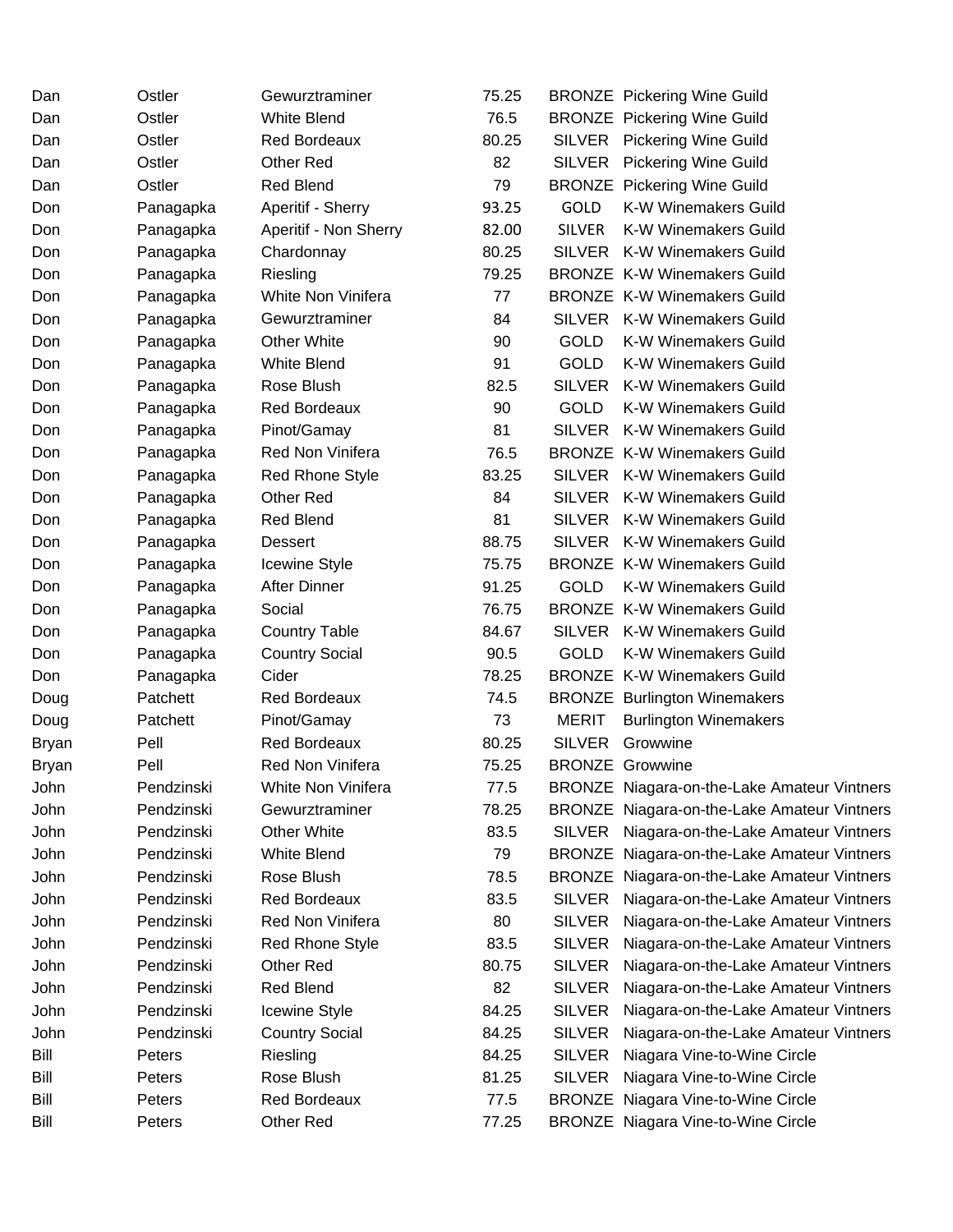| | | | | | |
|---|---|---|---|---|---|
| Dan | Ostler | Gewurztraminer | 75.25 | BRONZE | Pickering Wine Guild |
| Dan | Ostler | White Blend | 76.5 | BRONZE | Pickering Wine Guild |
| Dan | Ostler | Red Bordeaux | 80.25 | SILVER | Pickering Wine Guild |
| Dan | Ostler | Other Red | 82 | SILVER | Pickering Wine Guild |
| Dan | Ostler | Red Blend | 79 | BRONZE | Pickering Wine Guild |
| Don | Panagapka | Aperitif - Sherry | 93.25 | GOLD | K-W Winemakers Guild |
| Don | Panagapka | Aperitif - Non Sherry | 82.00 | SILVER | K-W Winemakers Guild |
| Don | Panagapka | Chardonnay | 80.25 | SILVER | K-W Winemakers Guild |
| Don | Panagapka | Riesling | 79.25 | BRONZE | K-W Winemakers Guild |
| Don | Panagapka | White Non Vinifera | 77 | BRONZE | K-W Winemakers Guild |
| Don | Panagapka | Gewurztraminer | 84 | SILVER | K-W Winemakers Guild |
| Don | Panagapka | Other White | 90 | GOLD | K-W Winemakers Guild |
| Don | Panagapka | White Blend | 91 | GOLD | K-W Winemakers Guild |
| Don | Panagapka | Rose Blush | 82.5 | SILVER | K-W Winemakers Guild |
| Don | Panagapka | Red Bordeaux | 90 | GOLD | K-W Winemakers Guild |
| Don | Panagapka | Pinot/Gamay | 81 | SILVER | K-W Winemakers Guild |
| Don | Panagapka | Red Non Vinifera | 76.5 | BRONZE | K-W Winemakers Guild |
| Don | Panagapka | Red Rhone Style | 83.25 | SILVER | K-W Winemakers Guild |
| Don | Panagapka | Other Red | 84 | SILVER | K-W Winemakers Guild |
| Don | Panagapka | Red Blend | 81 | SILVER | K-W Winemakers Guild |
| Don | Panagapka | Dessert | 88.75 | SILVER | K-W Winemakers Guild |
| Don | Panagapka | Icewine Style | 75.75 | BRONZE | K-W Winemakers Guild |
| Don | Panagapka | After Dinner | 91.25 | GOLD | K-W Winemakers Guild |
| Don | Panagapka | Social | 76.75 | BRONZE | K-W Winemakers Guild |
| Don | Panagapka | Country Table | 84.67 | SILVER | K-W Winemakers Guild |
| Don | Panagapka | Country Social | 90.5 | GOLD | K-W Winemakers Guild |
| Don | Panagapka | Cider | 78.25 | BRONZE | K-W Winemakers Guild |
| Doug | Patchett | Red Bordeaux | 74.5 | BRONZE | Burlington Winemakers |
| Doug | Patchett | Pinot/Gamay | 73 | MERIT | Burlington Winemakers |
| Bryan | Pell | Red Bordeaux | 80.25 | SILVER | Growwine |
| Bryan | Pell | Red Non Vinifera | 75.25 | BRONZE | Growwine |
| John | Pendzinski | White Non Vinifera | 77.5 | BRONZE | Niagara-on-the-Lake Amateur Vintners |
| John | Pendzinski | Gewurztraminer | 78.25 | BRONZE | Niagara-on-the-Lake Amateur Vintners |
| John | Pendzinski | Other White | 83.5 | SILVER | Niagara-on-the-Lake Amateur Vintners |
| John | Pendzinski | White Blend | 79 | BRONZE | Niagara-on-the-Lake Amateur Vintners |
| John | Pendzinski | Rose Blush | 78.5 | BRONZE | Niagara-on-the-Lake Amateur Vintners |
| John | Pendzinski | Red Bordeaux | 83.5 | SILVER | Niagara-on-the-Lake Amateur Vintners |
| John | Pendzinski | Red Non Vinifera | 80 | SILVER | Niagara-on-the-Lake Amateur Vintners |
| John | Pendzinski | Red Rhone Style | 83.5 | SILVER | Niagara-on-the-Lake Amateur Vintners |
| John | Pendzinski | Other Red | 80.75 | SILVER | Niagara-on-the-Lake Amateur Vintners |
| John | Pendzinski | Red Blend | 82 | SILVER | Niagara-on-the-Lake Amateur Vintners |
| John | Pendzinski | Icewine Style | 84.25 | SILVER | Niagara-on-the-Lake Amateur Vintners |
| John | Pendzinski | Country Social | 84.25 | SILVER | Niagara-on-the-Lake Amateur Vintners |
| Bill | Peters | Riesling | 84.25 | SILVER | Niagara Vine-to-Wine Circle |
| Bill | Peters | Rose Blush | 81.25 | SILVER | Niagara Vine-to-Wine Circle |
| Bill | Peters | Red Bordeaux | 77.5 | BRONZE | Niagara Vine-to-Wine Circle |
| Bill | Peters | Other Red | 77.25 | BRONZE | Niagara Vine-to-Wine Circle |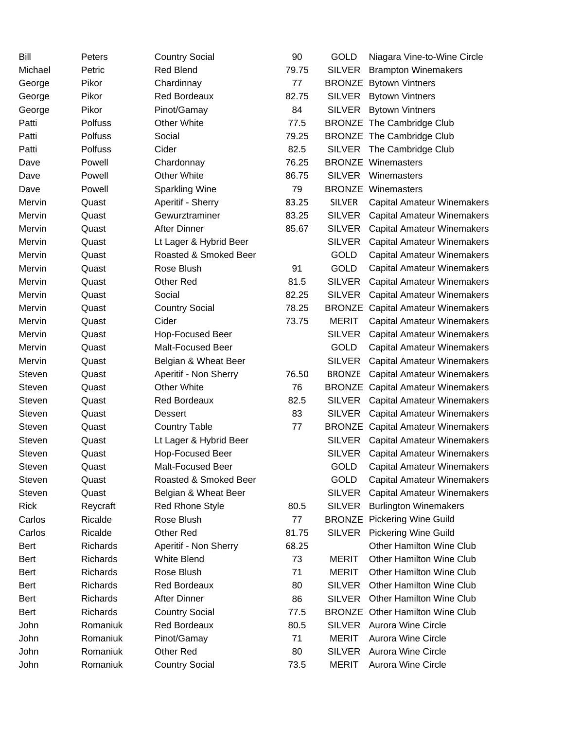| | | | | | |
|---|---|---|---|---|---|
| Bill | Peters | Country Social | 90 | GOLD | Niagara Vine-to-Wine Circle |
| Michael | Petric | Red Blend | 79.75 | SILVER | Brampton Winemakers |
| George | Pikor | Chardinnay | 77 | BRONZE | Bytown Vintners |
| George | Pikor | Red Bordeaux | 82.75 | SILVER | Bytown Vintners |
| George | Pikor | Pinot/Gamay | 84 | SILVER | Bytown Vintners |
| Patti | Polfuss | Other White | 77.5 | BRONZE | The Cambridge Club |
| Patti | Polfuss | Social | 79.25 | BRONZE | The Cambridge Club |
| Patti | Polfuss | Cider | 82.5 | SILVER | The Cambridge Club |
| Dave | Powell | Chardonnay | 76.25 | BRONZE | Winemasters |
| Dave | Powell | Other White | 86.75 | SILVER | Winemasters |
| Dave | Powell | Sparkling Wine | 79 | BRONZE | Winemasters |
| Mervin | Quast | Aperitif - Sherry | 83.25 | SILVER | Capital Amateur Winemakers |
| Mervin | Quast | Gewurztraminer | 83.25 | SILVER | Capital Amateur Winemakers |
| Mervin | Quast | After Dinner | 85.67 | SILVER | Capital Amateur Winemakers |
| Mervin | Quast | Lt Lager & Hybrid Beer | | SILVER | Capital Amateur Winemakers |
| Mervin | Quast | Roasted & Smoked Beer | | GOLD | Capital Amateur Winemakers |
| Mervin | Quast | Rose Blush | 91 | GOLD | Capital Amateur Winemakers |
| Mervin | Quast | Other Red | 81.5 | SILVER | Capital Amateur Winemakers |
| Mervin | Quast | Social | 82.25 | SILVER | Capital Amateur Winemakers |
| Mervin | Quast | Country Social | 78.25 | BRONZE | Capital Amateur Winemakers |
| Mervin | Quast | Cider | 73.75 | MERIT | Capital Amateur Winemakers |
| Mervin | Quast | Hop-Focused Beer | | SILVER | Capital Amateur Winemakers |
| Mervin | Quast | Malt-Focused Beer | | GOLD | Capital Amateur Winemakers |
| Mervin | Quast | Belgian & Wheat Beer | | SILVER | Capital Amateur Winemakers |
| Steven | Quast | Aperitif - Non Sherry | 76.50 | BRONZE | Capital Amateur Winemakers |
| Steven | Quast | Other White | 76 | BRONZE | Capital Amateur Winemakers |
| Steven | Quast | Red Bordeaux | 82.5 | SILVER | Capital Amateur Winemakers |
| Steven | Quast | Dessert | 83 | SILVER | Capital Amateur Winemakers |
| Steven | Quast | Country Table | 77 | BRONZE | Capital Amateur Winemakers |
| Steven | Quast | Lt Lager & Hybrid Beer | | SILVER | Capital Amateur Winemakers |
| Steven | Quast | Hop-Focused Beer | | SILVER | Capital Amateur Winemakers |
| Steven | Quast | Malt-Focused Beer | | GOLD | Capital Amateur Winemakers |
| Steven | Quast | Roasted & Smoked Beer | | GOLD | Capital Amateur Winemakers |
| Steven | Quast | Belgian & Wheat Beer | | SILVER | Capital Amateur Winemakers |
| Rick | Reycraft | Red Rhone Style | 80.5 | SILVER | Burlington Winemakers |
| Carlos | Ricalde | Rose Blush | 77 | BRONZE | Pickering Wine Guild |
| Carlos | Ricalde | Other Red | 81.75 | SILVER | Pickering Wine Guild |
| Bert | Richards | Aperitif - Non Sherry | 68.25 | | Other Hamilton Wine Club |
| Bert | Richards | White Blend | 73 | MERIT | Other Hamilton Wine Club |
| Bert | Richards | Rose Blush | 71 | MERIT | Other Hamilton Wine Club |
| Bert | Richards | Red Bordeaux | 80 | SILVER | Other Hamilton Wine Club |
| Bert | Richards | After Dinner | 86 | SILVER | Other Hamilton Wine Club |
| Bert | Richards | Country Social | 77.5 | BRONZE | Other Hamilton Wine Club |
| John | Romaniuk | Red Bordeaux | 80.5 | SILVER | Aurora Wine Circle |
| John | Romaniuk | Pinot/Gamay | 71 | MERIT | Aurora Wine Circle |
| John | Romaniuk | Other Red | 80 | SILVER | Aurora Wine Circle |
| John | Romaniuk | Country Social | 73.5 | MERIT | Aurora Wine Circle |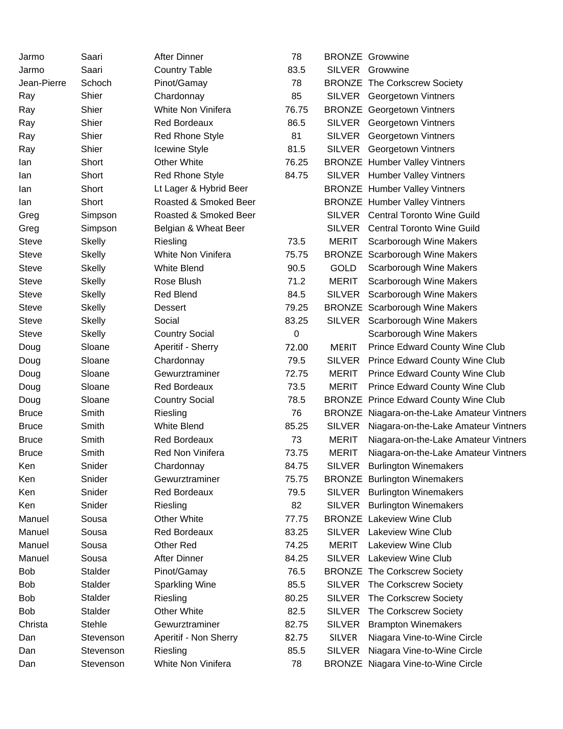| | | | | | |
|---|---|---|---|---|---|
| Jarmo | Saari | After Dinner | 78 | BRONZE | Growwine |
| Jarmo | Saari | Country Table | 83.5 | SILVER | Growwine |
| Jean-Pierre | Schoch | Pinot/Gamay | 78 | BRONZE | The Corkscrew Society |
| Ray | Shier | Chardonnay | 85 | SILVER | Georgetown Vintners |
| Ray | Shier | White Non Vinifera | 76.75 | BRONZE | Georgetown Vintners |
| Ray | Shier | Red Bordeaux | 86.5 | SILVER | Georgetown Vintners |
| Ray | Shier | Red Rhone Style | 81 | SILVER | Georgetown Vintners |
| Ray | Shier | Icewine Style | 81.5 | SILVER | Georgetown Vintners |
| Ian | Short | Other White | 76.25 | BRONZE | Humber Valley Vintners |
| Ian | Short | Red Rhone Style | 84.75 | SILVER | Humber Valley Vintners |
| Ian | Short | Lt Lager & Hybrid Beer | | BRONZE | Humber Valley Vintners |
| Ian | Short | Roasted & Smoked Beer | | BRONZE | Humber Valley Vintners |
| Greg | Simpson | Roasted & Smoked Beer | | SILVER | Central Toronto Wine Guild |
| Greg | Simpson | Belgian & Wheat Beer | | SILVER | Central Toronto Wine Guild |
| Steve | Skelly | Riesling | 73.5 | MERIT | Scarborough Wine Makers |
| Steve | Skelly | White Non Vinifera | 75.75 | BRONZE | Scarborough Wine Makers |
| Steve | Skelly | White Blend | 90.5 | GOLD | Scarborough Wine Makers |
| Steve | Skelly | Rose Blush | 71.2 | MERIT | Scarborough Wine Makers |
| Steve | Skelly | Red Blend | 84.5 | SILVER | Scarborough Wine Makers |
| Steve | Skelly | Dessert | 79.25 | BRONZE | Scarborough Wine Makers |
| Steve | Skelly | Social | 83.25 | SILVER | Scarborough Wine Makers |
| Steve | Skelly | Country Social | 0 | | Scarborough Wine Makers |
| Doug | Sloane | Aperitif - Sherry | 72.00 | MERIT | Prince Edward County Wine Club |
| Doug | Sloane | Chardonnay | 79.5 | SILVER | Prince Edward County Wine Club |
| Doug | Sloane | Gewurztraminer | 72.75 | MERIT | Prince Edward County Wine Club |
| Doug | Sloane | Red Bordeaux | 73.5 | MERIT | Prince Edward County Wine Club |
| Doug | Sloane | Country Social | 78.5 | BRONZE | Prince Edward County Wine Club |
| Bruce | Smith | Riesling | 76 | BRONZE | Niagara-on-the-Lake Amateur Vintners |
| Bruce | Smith | White Blend | 85.25 | SILVER | Niagara-on-the-Lake Amateur Vintners |
| Bruce | Smith | Red Bordeaux | 73 | MERIT | Niagara-on-the-Lake Amateur Vintners |
| Bruce | Smith | Red Non Vinifera | 73.75 | MERIT | Niagara-on-the-Lake Amateur Vintners |
| Ken | Snider | Chardonnay | 84.75 | SILVER | Burlington Winemakers |
| Ken | Snider | Gewurztraminer | 75.75 | BRONZE | Burlington Winemakers |
| Ken | Snider | Red Bordeaux | 79.5 | SILVER | Burlington Winemakers |
| Ken | Snider | Riesling | 82 | SILVER | Burlington Winemakers |
| Manuel | Sousa | Other White | 77.75 | BRONZE | Lakeview Wine Club |
| Manuel | Sousa | Red Bordeaux | 83.25 | SILVER | Lakeview Wine Club |
| Manuel | Sousa | Other Red | 74.25 | MERIT | Lakeview Wine Club |
| Manuel | Sousa | After Dinner | 84.25 | SILVER | Lakeview Wine Club |
| Bob | Stalder | Pinot/Gamay | 76.5 | BRONZE | The Corkscrew Society |
| Bob | Stalder | Sparkling Wine | 85.5 | SILVER | The Corkscrew Society |
| Bob | Stalder | Riesling | 80.25 | SILVER | The Corkscrew Society |
| Bob | Stalder | Other White | 82.5 | SILVER | The Corkscrew Society |
| Christa | Stehle | Gewurztraminer | 82.75 | SILVER | Brampton Winemakers |
| Dan | Stevenson | Aperitif - Non Sherry | 82.75 | SILVER | Niagara Vine-to-Wine Circle |
| Dan | Stevenson | Riesling | 85.5 | SILVER | Niagara Vine-to-Wine Circle |
| Dan | Stevenson | White Non Vinifera | 78 | BRONZE | Niagara Vine-to-Wine Circle |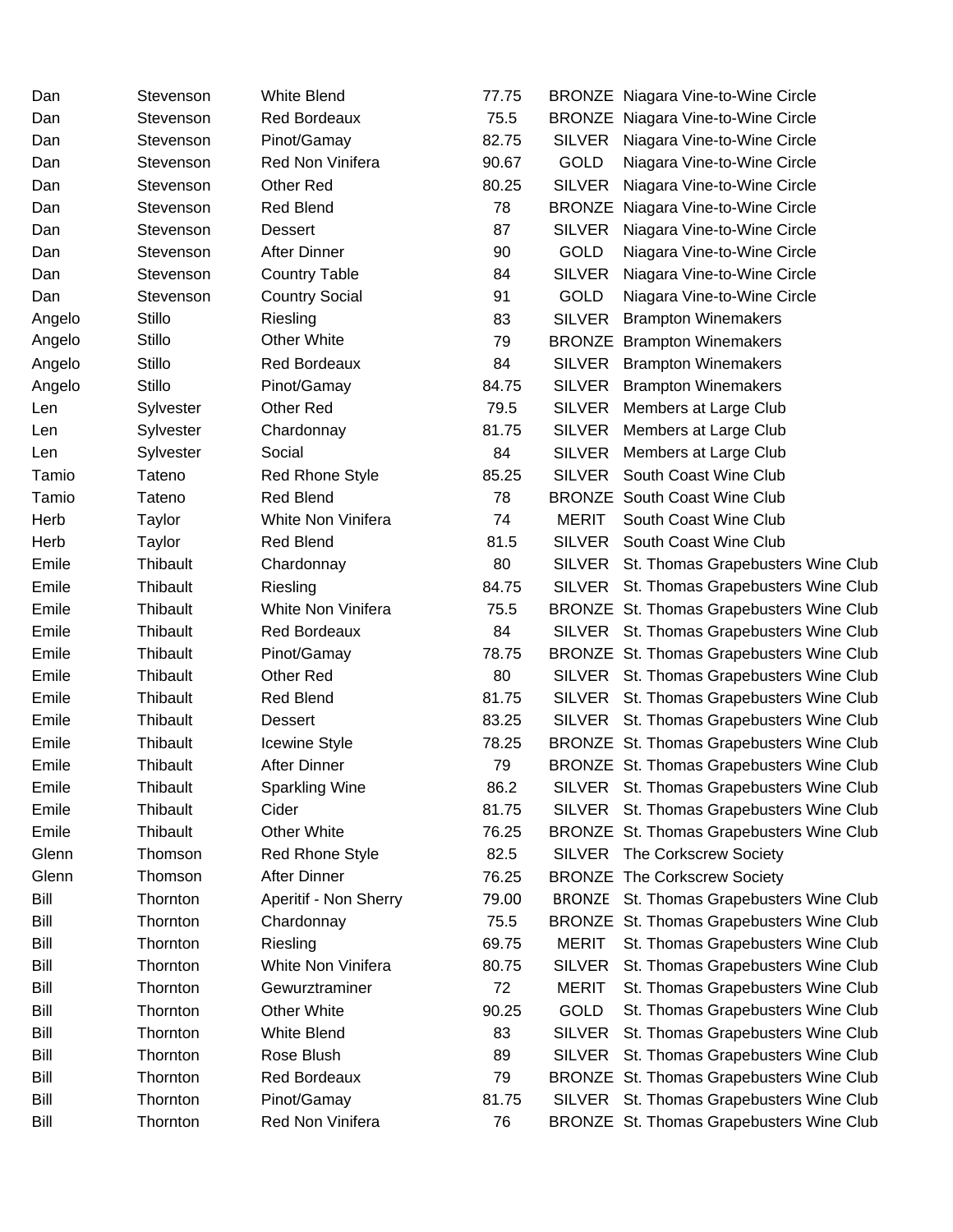| | | | | | |
|---|---|---|---|---|---|
| Dan | Stevenson | White Blend | 77.75 | BRONZE | Niagara Vine-to-Wine Circle |
| Dan | Stevenson | Red Bordeaux | 75.5 | BRONZE | Niagara Vine-to-Wine Circle |
| Dan | Stevenson | Pinot/Gamay | 82.75 | SILVER | Niagara Vine-to-Wine Circle |
| Dan | Stevenson | Red Non Vinifera | 90.67 | GOLD | Niagara Vine-to-Wine Circle |
| Dan | Stevenson | Other Red | 80.25 | SILVER | Niagara Vine-to-Wine Circle |
| Dan | Stevenson | Red Blend | 78 | BRONZE | Niagara Vine-to-Wine Circle |
| Dan | Stevenson | Dessert | 87 | SILVER | Niagara Vine-to-Wine Circle |
| Dan | Stevenson | After Dinner | 90 | GOLD | Niagara Vine-to-Wine Circle |
| Dan | Stevenson | Country Table | 84 | SILVER | Niagara Vine-to-Wine Circle |
| Dan | Stevenson | Country Social | 91 | GOLD | Niagara Vine-to-Wine Circle |
| Angelo | Stillo | Riesling | 83 | SILVER | Brampton Winemakers |
| Angelo | Stillo | Other White | 79 | BRONZE | Brampton Winemakers |
| Angelo | Stillo | Red Bordeaux | 84 | SILVER | Brampton Winemakers |
| Angelo | Stillo | Pinot/Gamay | 84.75 | SILVER | Brampton Winemakers |
| Len | Sylvester | Other Red | 79.5 | SILVER | Members at Large Club |
| Len | Sylvester | Chardonnay | 81.75 | SILVER | Members at Large Club |
| Len | Sylvester | Social | 84 | SILVER | Members at Large Club |
| Tamio | Tateno | Red Rhone Style | 85.25 | SILVER | South Coast Wine Club |
| Tamio | Tateno | Red Blend | 78 | BRONZE | South Coast Wine Club |
| Herb | Taylor | White Non Vinifera | 74 | MERIT | South Coast Wine Club |
| Herb | Taylor | Red Blend | 81.5 | SILVER | South Coast Wine Club |
| Emile | Thibault | Chardonnay | 80 | SILVER | St. Thomas Grapebusters Wine Club |
| Emile | Thibault | Riesling | 84.75 | SILVER | St. Thomas Grapebusters Wine Club |
| Emile | Thibault | White Non Vinifera | 75.5 | BRONZE | St. Thomas Grapebusters Wine Club |
| Emile | Thibault | Red Bordeaux | 84 | SILVER | St. Thomas Grapebusters Wine Club |
| Emile | Thibault | Pinot/Gamay | 78.75 | BRONZE | St. Thomas Grapebusters Wine Club |
| Emile | Thibault | Other Red | 80 | SILVER | St. Thomas Grapebusters Wine Club |
| Emile | Thibault | Red Blend | 81.75 | SILVER | St. Thomas Grapebusters Wine Club |
| Emile | Thibault | Dessert | 83.25 | SILVER | St. Thomas Grapebusters Wine Club |
| Emile | Thibault | Icewine Style | 78.25 | BRONZE | St. Thomas Grapebusters Wine Club |
| Emile | Thibault | After Dinner | 79 | BRONZE | St. Thomas Grapebusters Wine Club |
| Emile | Thibault | Sparkling Wine | 86.2 | SILVER | St. Thomas Grapebusters Wine Club |
| Emile | Thibault | Cider | 81.75 | SILVER | St. Thomas Grapebusters Wine Club |
| Emile | Thibault | Other White | 76.25 | BRONZE | St. Thomas Grapebusters Wine Club |
| Glenn | Thomson | Red Rhone Style | 82.5 | SILVER | The Corkscrew Society |
| Glenn | Thomson | After Dinner | 76.25 | BRONZE | The Corkscrew Society |
| Bill | Thornton | Aperitif - Non Sherry | 79.00 | BRONZE | St. Thomas Grapebusters Wine Club |
| Bill | Thornton | Chardonnay | 75.5 | BRONZE | St. Thomas Grapebusters Wine Club |
| Bill | Thornton | Riesling | 69.75 | MERIT | St. Thomas Grapebusters Wine Club |
| Bill | Thornton | White Non Vinifera | 80.75 | SILVER | St. Thomas Grapebusters Wine Club |
| Bill | Thornton | Gewurztraminer | 72 | MERIT | St. Thomas Grapebusters Wine Club |
| Bill | Thornton | Other White | 90.25 | GOLD | St. Thomas Grapebusters Wine Club |
| Bill | Thornton | White Blend | 83 | SILVER | St. Thomas Grapebusters Wine Club |
| Bill | Thornton | Rose Blush | 89 | SILVER | St. Thomas Grapebusters Wine Club |
| Bill | Thornton | Red Bordeaux | 79 | BRONZE | St. Thomas Grapebusters Wine Club |
| Bill | Thornton | Pinot/Gamay | 81.75 | SILVER | St. Thomas Grapebusters Wine Club |
| Bill | Thornton | Red Non Vinifera | 76 | BRONZE | St. Thomas Grapebusters Wine Club |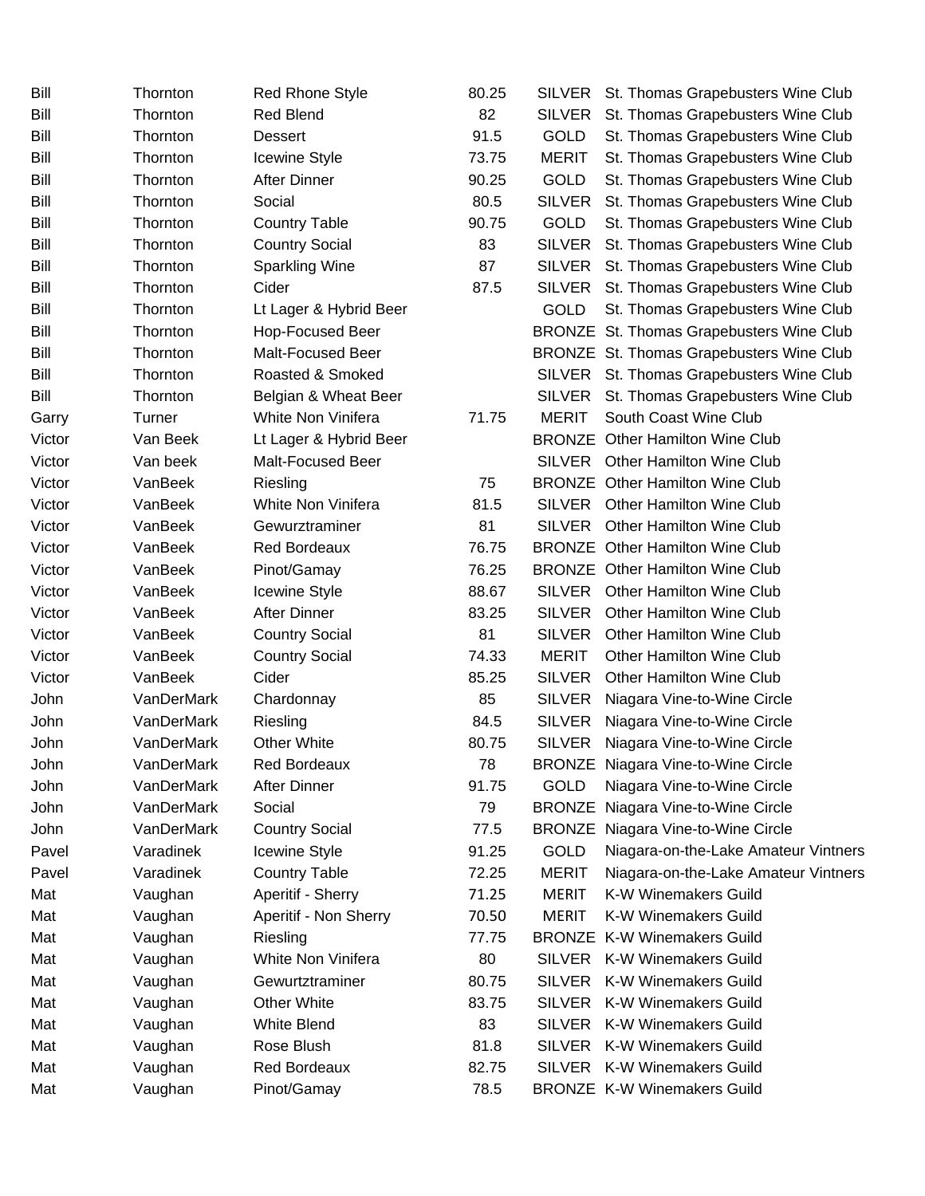| | | | | | |
|---|---|---|---|---|---|
| Bill | Thornton | Red Rhone Style | 80.25 | SILVER | St. Thomas Grapebusters Wine Club |
| Bill | Thornton | Red Blend | 82 | SILVER | St. Thomas Grapebusters Wine Club |
| Bill | Thornton | Dessert | 91.5 | GOLD | St. Thomas Grapebusters Wine Club |
| Bill | Thornton | Icewine Style | 73.75 | MERIT | St. Thomas Grapebusters Wine Club |
| Bill | Thornton | After Dinner | 90.25 | GOLD | St. Thomas Grapebusters Wine Club |
| Bill | Thornton | Social | 80.5 | SILVER | St. Thomas Grapebusters Wine Club |
| Bill | Thornton | Country Table | 90.75 | GOLD | St. Thomas Grapebusters Wine Club |
| Bill | Thornton | Country Social | 83 | SILVER | St. Thomas Grapebusters Wine Club |
| Bill | Thornton | Sparkling Wine | 87 | SILVER | St. Thomas Grapebusters Wine Club |
| Bill | Thornton | Cider | 87.5 | SILVER | St. Thomas Grapebusters Wine Club |
| Bill | Thornton | Lt Lager & Hybrid Beer | | GOLD | St. Thomas Grapebusters Wine Club |
| Bill | Thornton | Hop-Focused Beer | | BRONZE | St. Thomas Grapebusters Wine Club |
| Bill | Thornton | Malt-Focused Beer | | BRONZE | St. Thomas Grapebusters Wine Club |
| Bill | Thornton | Roasted & Smoked | | SILVER | St. Thomas Grapebusters Wine Club |
| Bill | Thornton | Belgian & Wheat Beer | | SILVER | St. Thomas Grapebusters Wine Club |
| Garry | Turner | White Non Vinifera | 71.75 | MERIT | South Coast Wine Club |
| Victor | Van Beek | Lt Lager & Hybrid Beer | | BRONZE | Other Hamilton Wine Club |
| Victor | Van beek | Malt-Focused Beer | | SILVER | Other Hamilton Wine Club |
| Victor | VanBeek | Riesling | 75 | BRONZE | Other Hamilton Wine Club |
| Victor | VanBeek | White Non Vinifera | 81.5 | SILVER | Other Hamilton Wine Club |
| Victor | VanBeek | Gewurztraminer | 81 | SILVER | Other Hamilton Wine Club |
| Victor | VanBeek | Red Bordeaux | 76.75 | BRONZE | Other Hamilton Wine Club |
| Victor | VanBeek | Pinot/Gamay | 76.25 | BRONZE | Other Hamilton Wine Club |
| Victor | VanBeek | Icewine Style | 88.67 | SILVER | Other Hamilton Wine Club |
| Victor | VanBeek | After Dinner | 83.25 | SILVER | Other Hamilton Wine Club |
| Victor | VanBeek | Country Social | 81 | SILVER | Other Hamilton Wine Club |
| Victor | VanBeek | Country Social | 74.33 | MERIT | Other Hamilton Wine Club |
| Victor | VanBeek | Cider | 85.25 | SILVER | Other Hamilton Wine Club |
| John | VanDerMark | Chardonnay | 85 | SILVER | Niagara Vine-to-Wine Circle |
| John | VanDerMark | Riesling | 84.5 | SILVER | Niagara Vine-to-Wine Circle |
| John | VanDerMark | Other White | 80.75 | SILVER | Niagara Vine-to-Wine Circle |
| John | VanDerMark | Red Bordeaux | 78 | BRONZE | Niagara Vine-to-Wine Circle |
| John | VanDerMark | After Dinner | 91.75 | GOLD | Niagara Vine-to-Wine Circle |
| John | VanDerMark | Social | 79 | BRONZE | Niagara Vine-to-Wine Circle |
| John | VanDerMark | Country Social | 77.5 | BRONZE | Niagara Vine-to-Wine Circle |
| Pavel | Varadinek | Icewine Style | 91.25 | GOLD | Niagara-on-the-Lake Amateur Vintners |
| Pavel | Varadinek | Country Table | 72.25 | MERIT | Niagara-on-the-Lake Amateur Vintners |
| Mat | Vaughan | Aperitif - Sherry | 71.25 | MERIT | K-W Winemakers Guild |
| Mat | Vaughan | Aperitif - Non Sherry | 70.50 | MERIT | K-W Winemakers Guild |
| Mat | Vaughan | Riesling | 77.75 | BRONZE | K-W Winemakers Guild |
| Mat | Vaughan | White Non Vinifera | 80 | SILVER | K-W Winemakers Guild |
| Mat | Vaughan | Gewurztraminer | 80.75 | SILVER | K-W Winemakers Guild |
| Mat | Vaughan | Other White | 83.75 | SILVER | K-W Winemakers Guild |
| Mat | Vaughan | White Blend | 83 | SILVER | K-W Winemakers Guild |
| Mat | Vaughan | Rose Blush | 81.8 | SILVER | K-W Winemakers Guild |
| Mat | Vaughan | Red Bordeaux | 82.75 | SILVER | K-W Winemakers Guild |
| Mat | Vaughan | Pinot/Gamay | 78.5 | BRONZE | K-W Winemakers Guild |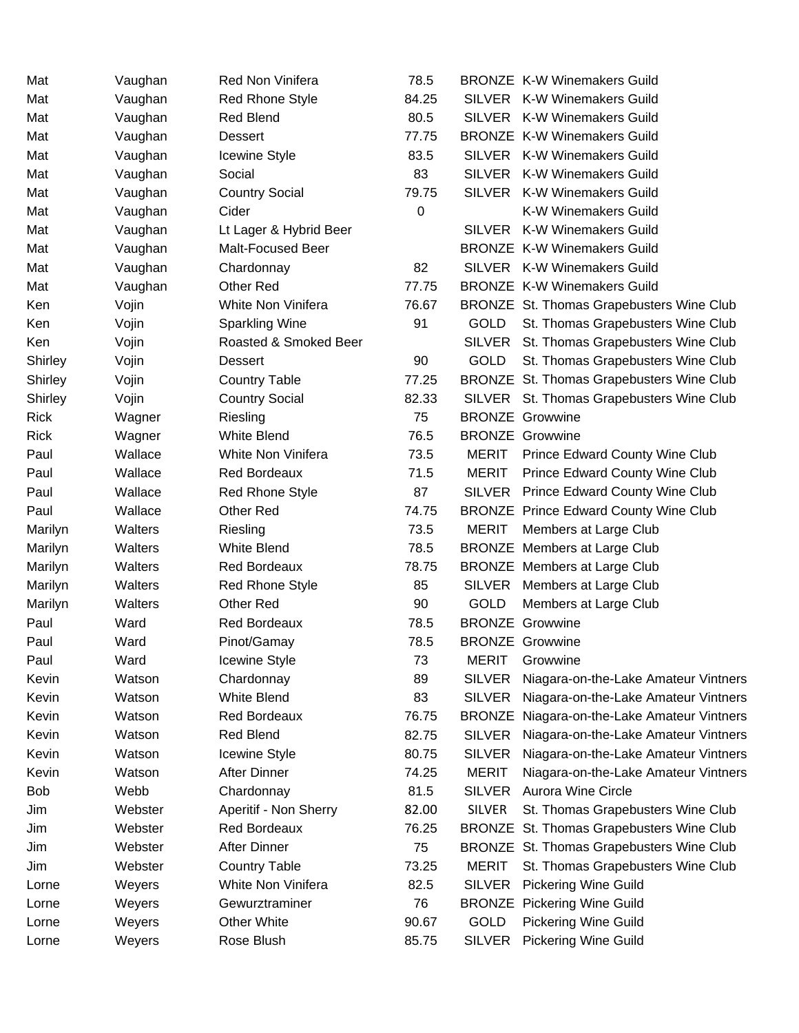| | | | | | |
|---|---|---|---|---|---|
| Mat | Vaughan | Red Non Vinifera | 78.5 | BRONZE | K-W Winemakers Guild |
| Mat | Vaughan | Red Rhone Style | 84.25 | SILVER | K-W Winemakers Guild |
| Mat | Vaughan | Red Blend | 80.5 | SILVER | K-W Winemakers Guild |
| Mat | Vaughan | Dessert | 77.75 | BRONZE | K-W Winemakers Guild |
| Mat | Vaughan | Icewine Style | 83.5 | SILVER | K-W Winemakers Guild |
| Mat | Vaughan | Social | 83 | SILVER | K-W Winemakers Guild |
| Mat | Vaughan | Country Social | 79.75 | SILVER | K-W Winemakers Guild |
| Mat | Vaughan | Cider | 0 | | K-W Winemakers Guild |
| Mat | Vaughan | Lt Lager & Hybrid Beer | | SILVER | K-W Winemakers Guild |
| Mat | Vaughan | Malt-Focused Beer | | BRONZE | K-W Winemakers Guild |
| Mat | Vaughan | Chardonnay | 82 | SILVER | K-W Winemakers Guild |
| Mat | Vaughan | Other Red | 77.75 | BRONZE | K-W Winemakers Guild |
| Ken | Vojin | White Non Vinifera | 76.67 | BRONZE | St. Thomas Grapebusters Wine Club |
| Ken | Vojin | Sparkling Wine | 91 | GOLD | St. Thomas Grapebusters Wine Club |
| Ken | Vojin | Roasted & Smoked Beer | | SILVER | St. Thomas Grapebusters Wine Club |
| Shirley | Vojin | Dessert | 90 | GOLD | St. Thomas Grapebusters Wine Club |
| Shirley | Vojin | Country Table | 77.25 | BRONZE | St. Thomas Grapebusters Wine Club |
| Shirley | Vojin | Country Social | 82.33 | SILVER | St. Thomas Grapebusters Wine Club |
| Rick | Wagner | Riesling | 75 | BRONZE | Growwine |
| Rick | Wagner | White Blend | 76.5 | BRONZE | Growwine |
| Paul | Wallace | White Non Vinifera | 73.5 | MERIT | Prince Edward County Wine Club |
| Paul | Wallace | Red Bordeaux | 71.5 | MERIT | Prince Edward County Wine Club |
| Paul | Wallace | Red Rhone Style | 87 | SILVER | Prince Edward County Wine Club |
| Paul | Wallace | Other Red | 74.75 | BRONZE | Prince Edward County Wine Club |
| Marilyn | Walters | Riesling | 73.5 | MERIT | Members at Large Club |
| Marilyn | Walters | White Blend | 78.5 | BRONZE | Members at Large Club |
| Marilyn | Walters | Red Bordeaux | 78.75 | BRONZE | Members at Large Club |
| Marilyn | Walters | Red Rhone Style | 85 | SILVER | Members at Large Club |
| Marilyn | Walters | Other Red | 90 | GOLD | Members at Large Club |
| Paul | Ward | Red Bordeaux | 78.5 | BRONZE | Growwine |
| Paul | Ward | Pinot/Gamay | 78.5 | BRONZE | Growwine |
| Paul | Ward | Icewine Style | 73 | MERIT | Growwine |
| Kevin | Watson | Chardonnay | 89 | SILVER | Niagara-on-the-Lake Amateur Vintners |
| Kevin | Watson | White Blend | 83 | SILVER | Niagara-on-the-Lake Amateur Vintners |
| Kevin | Watson | Red Bordeaux | 76.75 | BRONZE | Niagara-on-the-Lake Amateur Vintners |
| Kevin | Watson | Red Blend | 82.75 | SILVER | Niagara-on-the-Lake Amateur Vintners |
| Kevin | Watson | Icewine Style | 80.75 | SILVER | Niagara-on-the-Lake Amateur Vintners |
| Kevin | Watson | After Dinner | 74.25 | MERIT | Niagara-on-the-Lake Amateur Vintners |
| Bob | Webb | Chardonnay | 81.5 | SILVER | Aurora Wine Circle |
| Jim | Webster | Aperitif - Non Sherry | 82.00 | SILVER | St. Thomas Grapebusters Wine Club |
| Jim | Webster | Red Bordeaux | 76.25 | BRONZE | St. Thomas Grapebusters Wine Club |
| Jim | Webster | After Dinner | 75 | BRONZE | St. Thomas Grapebusters Wine Club |
| Jim | Webster | Country Table | 73.25 | MERIT | St. Thomas Grapebusters Wine Club |
| Lorne | Weyers | White Non Vinifera | 82.5 | SILVER | Pickering Wine Guild |
| Lorne | Weyers | Gewurztraminer | 76 | BRONZE | Pickering Wine Guild |
| Lorne | Weyers | Other White | 90.67 | GOLD | Pickering Wine Guild |
| Lorne | Weyers | Rose Blush | 85.75 | SILVER | Pickering Wine Guild |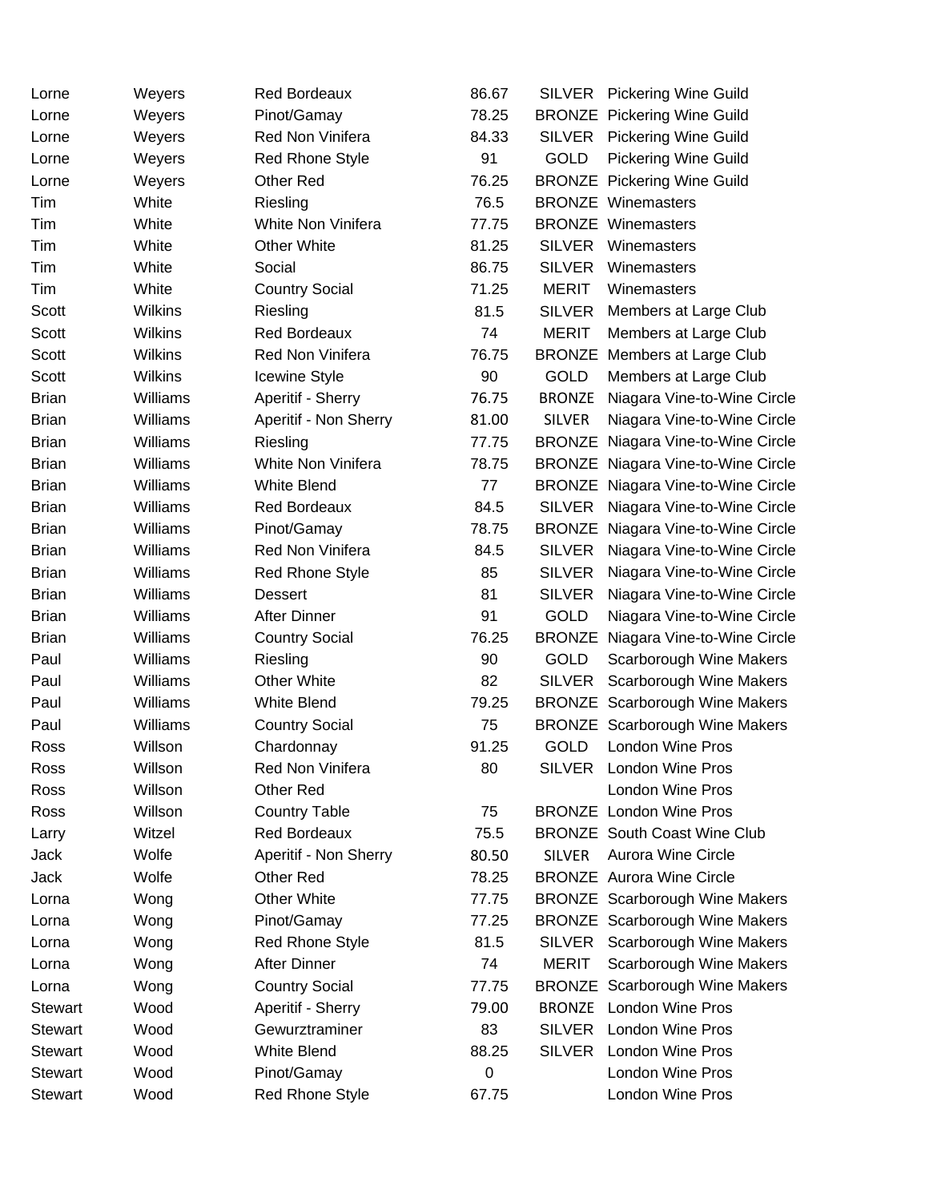| | | | | | |
|---|---|---|---|---|---|
| Lorne | Weyers | Red Bordeaux | 86.67 | SILVER | Pickering Wine Guild |
| Lorne | Weyers | Pinot/Gamay | 78.25 | BRONZE | Pickering Wine Guild |
| Lorne | Weyers | Red Non Vinifera | 84.33 | SILVER | Pickering Wine Guild |
| Lorne | Weyers | Red Rhone Style | 91 | GOLD | Pickering Wine Guild |
| Lorne | Weyers | Other Red | 76.25 | BRONZE | Pickering Wine Guild |
| Tim | White | Riesling | 76.5 | BRONZE | Winemasters |
| Tim | White | White Non Vinifera | 77.75 | BRONZE | Winemasters |
| Tim | White | Other White | 81.25 | SILVER | Winemasters |
| Tim | White | Social | 86.75 | SILVER | Winemasters |
| Tim | White | Country Social | 71.25 | MERIT | Winemasters |
| Scott | Wilkins | Riesling | 81.5 | SILVER | Members at Large Club |
| Scott | Wilkins | Red Bordeaux | 74 | MERIT | Members at Large Club |
| Scott | Wilkins | Red Non Vinifera | 76.75 | BRONZE | Members at Large Club |
| Scott | Wilkins | Icewine Style | 90 | GOLD | Members at Large Club |
| Brian | Williams | Aperitif - Sherry | 76.75 | BRONZE | Niagara Vine-to-Wine Circle |
| Brian | Williams | Aperitif - Non Sherry | 81.00 | SILVER | Niagara Vine-to-Wine Circle |
| Brian | Williams | Riesling | 77.75 | BRONZE | Niagara Vine-to-Wine Circle |
| Brian | Williams | White Non Vinifera | 78.75 | BRONZE | Niagara Vine-to-Wine Circle |
| Brian | Williams | White Blend | 77 | BRONZE | Niagara Vine-to-Wine Circle |
| Brian | Williams | Red Bordeaux | 84.5 | SILVER | Niagara Vine-to-Wine Circle |
| Brian | Williams | Pinot/Gamay | 78.75 | BRONZE | Niagara Vine-to-Wine Circle |
| Brian | Williams | Red Non Vinifera | 84.5 | SILVER | Niagara Vine-to-Wine Circle |
| Brian | Williams | Red Rhone Style | 85 | SILVER | Niagara Vine-to-Wine Circle |
| Brian | Williams | Dessert | 81 | SILVER | Niagara Vine-to-Wine Circle |
| Brian | Williams | After Dinner | 91 | GOLD | Niagara Vine-to-Wine Circle |
| Brian | Williams | Country Social | 76.25 | BRONZE | Niagara Vine-to-Wine Circle |
| Paul | Williams | Riesling | 90 | GOLD | Scarborough Wine Makers |
| Paul | Williams | Other White | 82 | SILVER | Scarborough Wine Makers |
| Paul | Williams | White Blend | 79.25 | BRONZE | Scarborough Wine Makers |
| Paul | Williams | Country Social | 75 | BRONZE | Scarborough Wine Makers |
| Ross | Willson | Chardonnay | 91.25 | GOLD | London Wine Pros |
| Ross | Willson | Red Non Vinifera | 80 | SILVER | London Wine Pros |
| Ross | Willson | Other Red | | | London Wine Pros |
| Ross | Willson | Country Table | 75 | BRONZE | London Wine Pros |
| Larry | Witzel | Red Bordeaux | 75.5 | BRONZE | South Coast Wine Club |
| Jack | Wolfe | Aperitif - Non Sherry | 80.50 | SILVER | Aurora Wine Circle |
| Jack | Wolfe | Other Red | 78.25 | BRONZE | Aurora Wine Circle |
| Lorna | Wong | Other White | 77.75 | BRONZE | Scarborough Wine Makers |
| Lorna | Wong | Pinot/Gamay | 77.25 | BRONZE | Scarborough Wine Makers |
| Lorna | Wong | Red Rhone Style | 81.5 | SILVER | Scarborough Wine Makers |
| Lorna | Wong | After Dinner | 74 | MERIT | Scarborough Wine Makers |
| Lorna | Wong | Country Social | 77.75 | BRONZE | Scarborough Wine Makers |
| Stewart | Wood | Aperitif - Sherry | 79.00 | BRONZE | London Wine Pros |
| Stewart | Wood | Gewurztraminer | 83 | SILVER | London Wine Pros |
| Stewart | Wood | White Blend | 88.25 | SILVER | London Wine Pros |
| Stewart | Wood | Pinot/Gamay | 0 | | London Wine Pros |
| Stewart | Wood | Red Rhone Style | 67.75 | | London Wine Pros |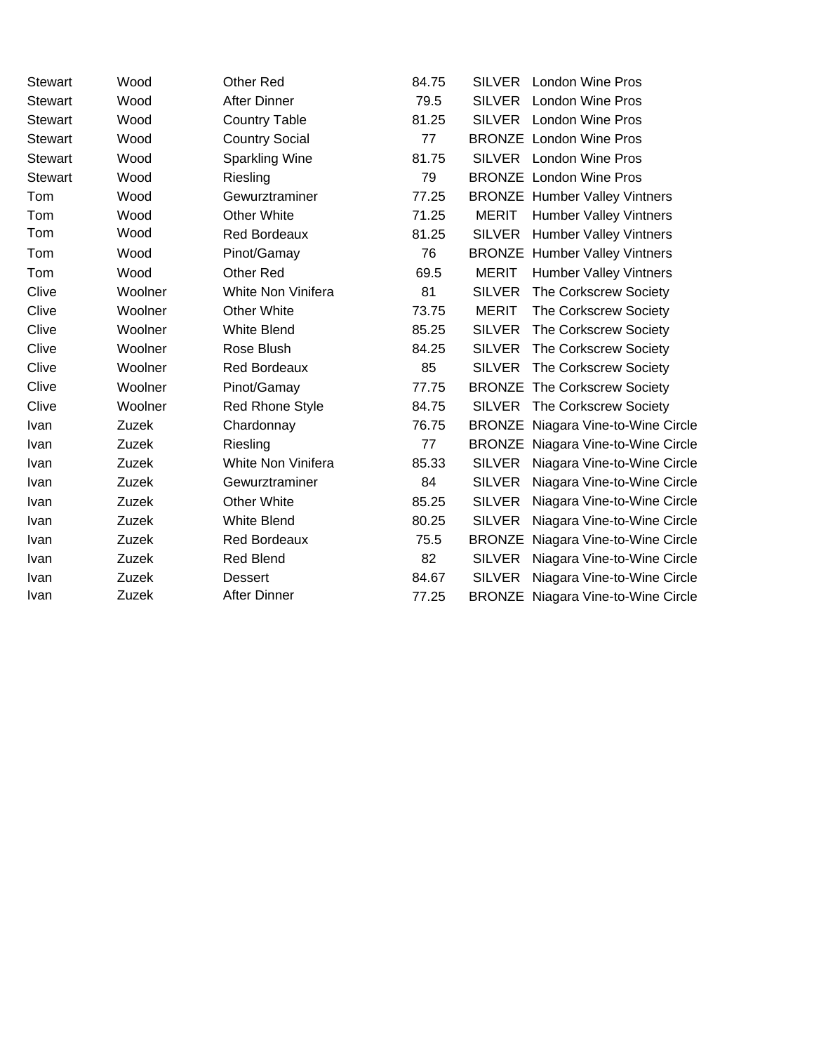| | | | | | |
|---|---|---|---|---|---|
| Stewart | Wood | Other Red | 84.75 | SILVER | London Wine Pros |
| Stewart | Wood | After Dinner | 79.5 | SILVER | London Wine Pros |
| Stewart | Wood | Country Table | 81.25 | SILVER | London Wine Pros |
| Stewart | Wood | Country Social | 77 | BRONZE | London Wine Pros |
| Stewart | Wood | Sparkling Wine | 81.75 | SILVER | London Wine Pros |
| Stewart | Wood | Riesling | 79 | BRONZE | London Wine Pros |
| Tom | Wood | Gewurztraminer | 77.25 | BRONZE | Humber Valley Vintners |
| Tom | Wood | Other White | 71.25 | MERIT | Humber Valley Vintners |
| Tom | Wood | Red Bordeaux | 81.25 | SILVER | Humber Valley Vintners |
| Tom | Wood | Pinot/Gamay | 76 | BRONZE | Humber Valley Vintners |
| Tom | Wood | Other Red | 69.5 | MERIT | Humber Valley Vintners |
| Clive | Woolner | White Non Vinifera | 81 | SILVER | The Corkscrew Society |
| Clive | Woolner | Other White | 73.75 | MERIT | The Corkscrew Society |
| Clive | Woolner | White Blend | 85.25 | SILVER | The Corkscrew Society |
| Clive | Woolner | Rose Blush | 84.25 | SILVER | The Corkscrew Society |
| Clive | Woolner | Red Bordeaux | 85 | SILVER | The Corkscrew Society |
| Clive | Woolner | Pinot/Gamay | 77.75 | BRONZE | The Corkscrew Society |
| Clive | Woolner | Red Rhone Style | 84.75 | SILVER | The Corkscrew Society |
| Ivan | Zuzek | Chardonnay | 76.75 | BRONZE | Niagara Vine-to-Wine Circle |
| Ivan | Zuzek | Riesling | 77 | BRONZE | Niagara Vine-to-Wine Circle |
| Ivan | Zuzek | White Non Vinifera | 85.33 | SILVER | Niagara Vine-to-Wine Circle |
| Ivan | Zuzek | Gewurztraminer | 84 | SILVER | Niagara Vine-to-Wine Circle |
| Ivan | Zuzek | Other White | 85.25 | SILVER | Niagara Vine-to-Wine Circle |
| Ivan | Zuzek | White Blend | 80.25 | SILVER | Niagara Vine-to-Wine Circle |
| Ivan | Zuzek | Red Bordeaux | 75.5 | BRONZE | Niagara Vine-to-Wine Circle |
| Ivan | Zuzek | Red Blend | 82 | SILVER | Niagara Vine-to-Wine Circle |
| Ivan | Zuzek | Dessert | 84.67 | SILVER | Niagara Vine-to-Wine Circle |
| Ivan | Zuzek | After Dinner | 77.25 | BRONZE | Niagara Vine-to-Wine Circle |